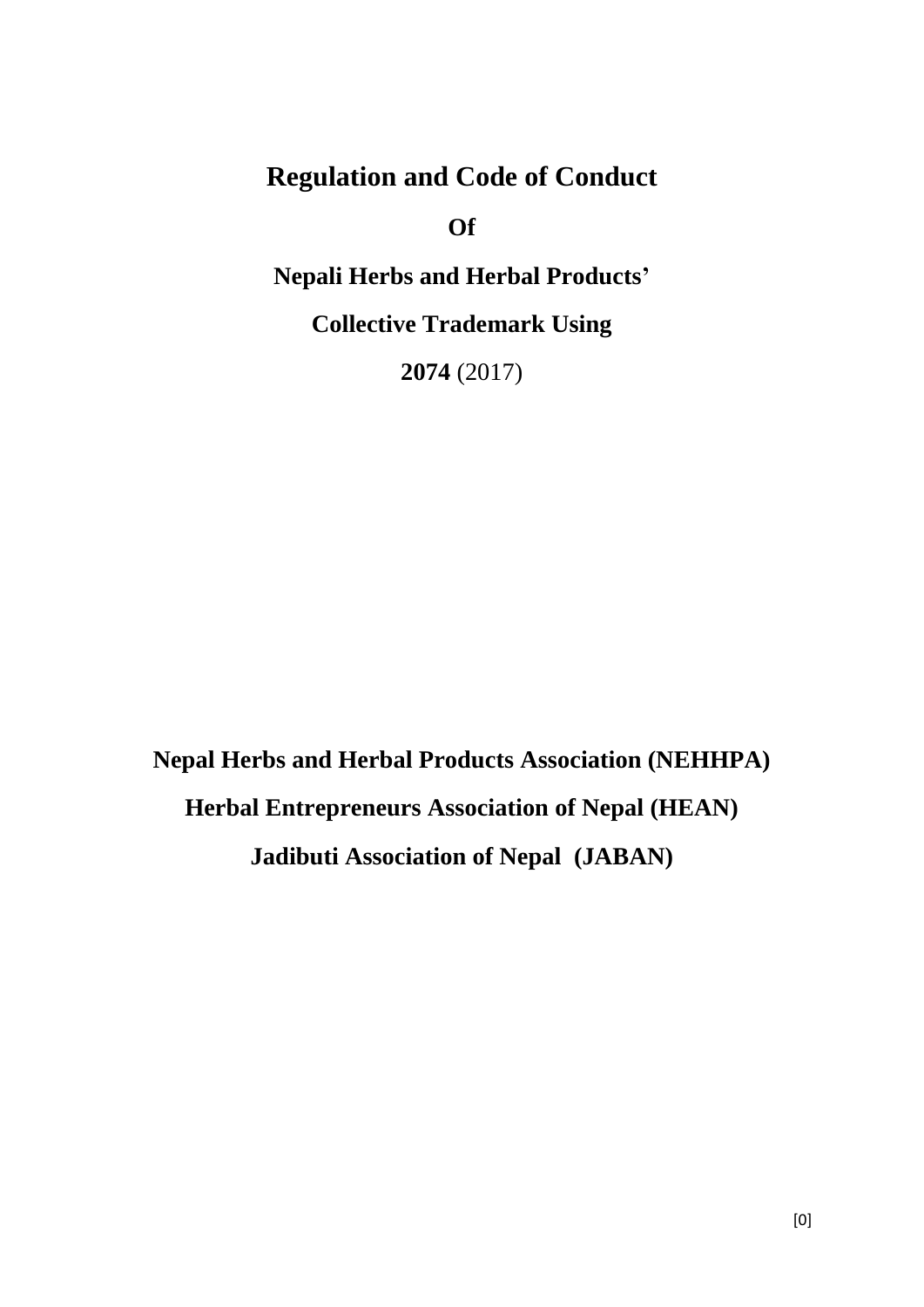# Regulation and Code of Conduct

**Of**

**Nepali Herbs and Herbal Products'**

**Collective Trademark Using**

**2074** (2017)

**Nepal Herbs and Herbal Products Association (NEHHPA)**

**Herbal Entrepreneurs Association of Nepal (HEAN)**

**Jadibuti Association of Nepal (JABAN)**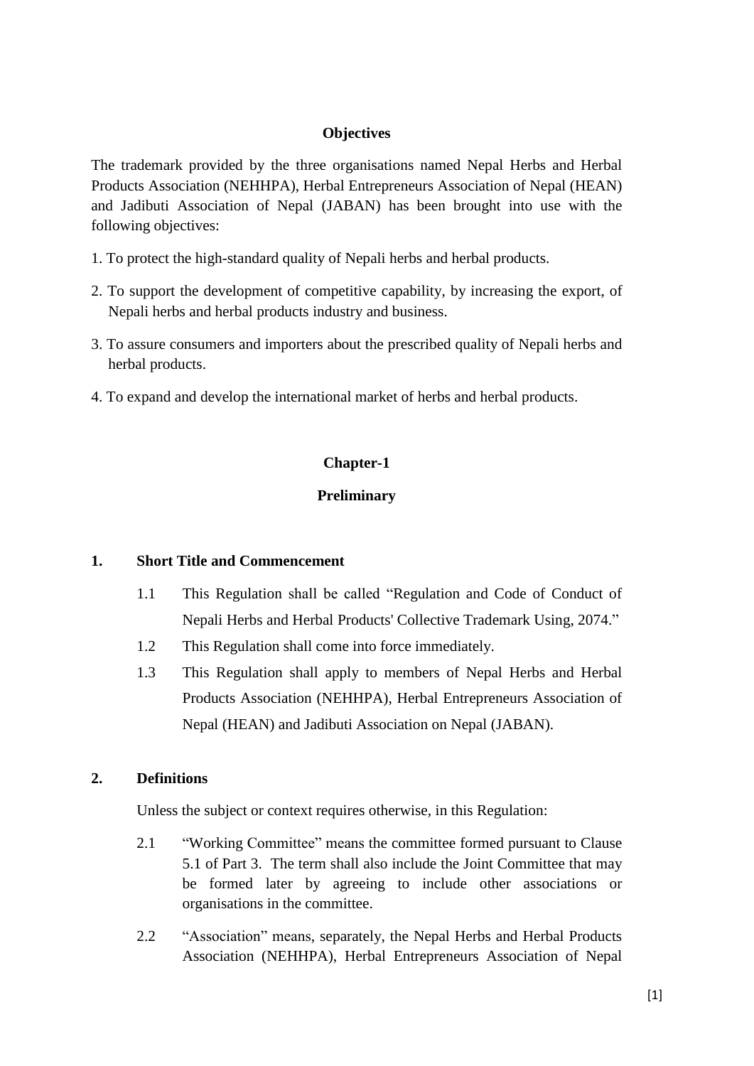## Objectives

The trademark provided by the three organisations named Nepal Herbs and Herbal Products Association (NEHHPA), Herbal Entrepreneurs Association of Nepal (HEAN) and Jadibuti Association of Nepal (JABAN) has been brought into use with the following objectives:

1. To protect the high-standard quality of Nepali herbs and herbal products.
2. To support the development of competitive capability, by increasing the export, of Nepali herbs and herbal products industry and business.
3. To assure consumers and importers about the prescribed quality of Nepali herbs and herbal products.
4. To expand and develop the international market of herbs and herbal products.

## Chapter-1

## Preliminary

### 1. Short Title and Commencement

1.1 This Regulation shall be called "Regulation and Code of Conduct of Nepali Herbs and Herbal Products' Collective Trademark Using, 2074."

1.2 This Regulation shall come into force immediately.

1.3 This Regulation shall apply to members of Nepal Herbs and Herbal Products Association (NEHHPA), Herbal Entrepreneurs Association of Nepal (HEAN) and Jadibuti Association on Nepal (JABAN).

### 2. Definitions

Unless the subject or context requires otherwise, in this Regulation:

2.1 "Working Committee" means the committee formed pursuant to Clause 5.1 of Part 3. The term shall also include the Joint Committee that may be formed later by agreeing to include other associations or organisations in the committee.

2.2 "Association" means, separately, the Nepal Herbs and Herbal Products Association (NEHHPA), Herbal Entrepreneurs Association of Nepal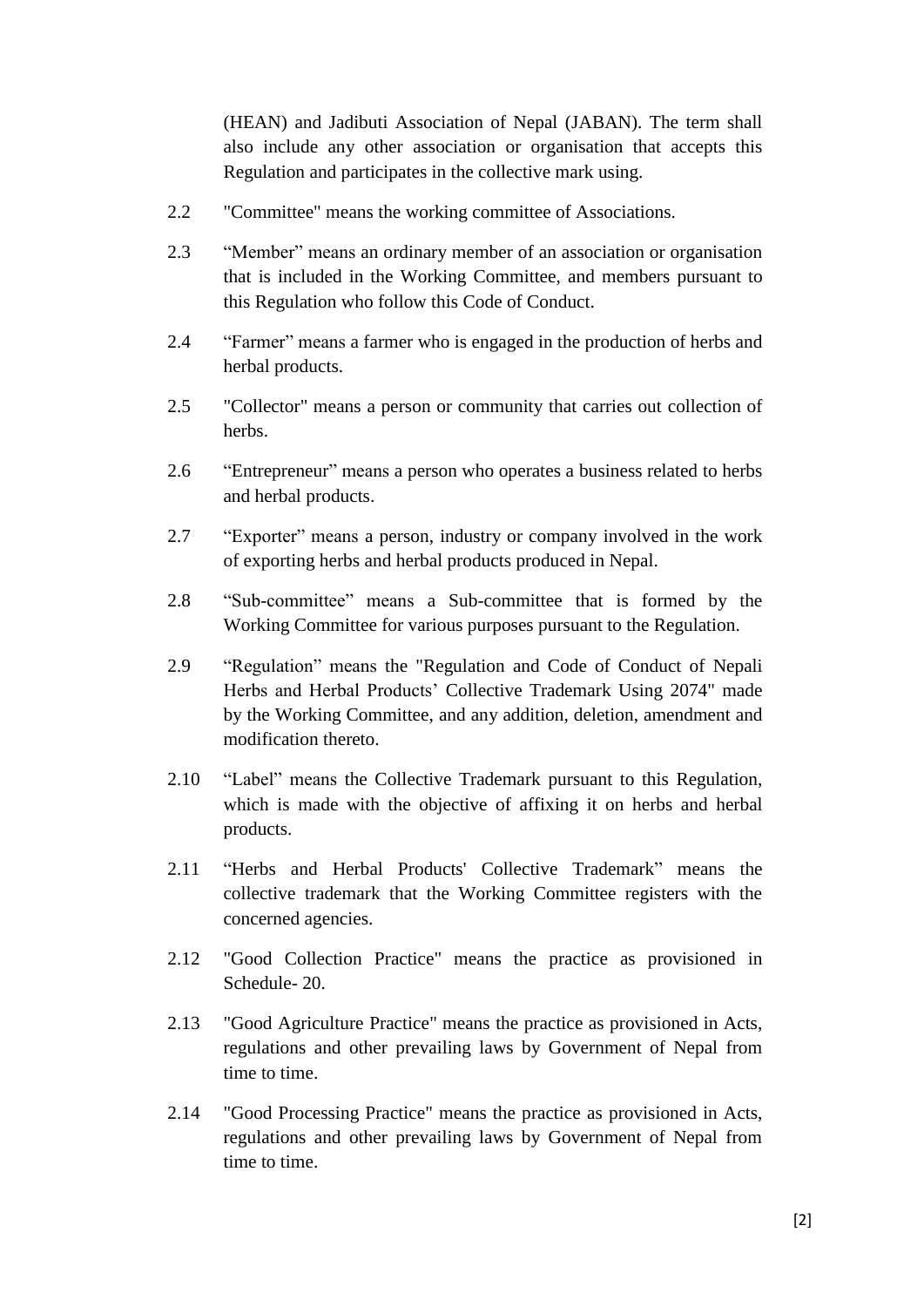(HEAN) and Jadibuti Association of Nepal (JABAN). The term shall also include any other association or organisation that accepts this Regulation and participates in the collective mark using.

2.2 "Committee" means the working committee of Associations.

2.3 "Member" means an ordinary member of an association or organisation that is included in the Working Committee, and members pursuant to this Regulation who follow this Code of Conduct.

2.4 "Farmer" means a farmer who is engaged in the production of herbs and herbal products.

2.5 "Collector" means a person or community that carries out collection of herbs.

2.6 "Entrepreneur" means a person who operates a business related to herbs and herbal products.

2.7 "Exporter" means a person, industry or company involved in the work of exporting herbs and herbal products produced in Nepal.

2.8 "Sub-committee" means a Sub-committee that is formed by the Working Committee for various purposes pursuant to the Regulation.

2.9 "Regulation" means the "Regulation and Code of Conduct of Nepali Herbs and Herbal Products' Collective Trademark Using 2074" made by the Working Committee, and any addition, deletion, amendment and modification thereto.

2.10 "Label" means the Collective Trademark pursuant to this Regulation, which is made with the objective of affixing it on herbs and herbal products.

2.11 "Herbs and Herbal Products' Collective Trademark" means the collective trademark that the Working Committee registers with the concerned agencies.

2.12 "Good Collection Practice" means the practice as provisioned in Schedule- 20.

2.13 "Good Agriculture Practice" means the practice as provisioned in Acts, regulations and other prevailing laws by Government of Nepal from time to time.

2.14 "Good Processing Practice" means the practice as provisioned in Acts, regulations and other prevailing laws by Government of Nepal from time to time.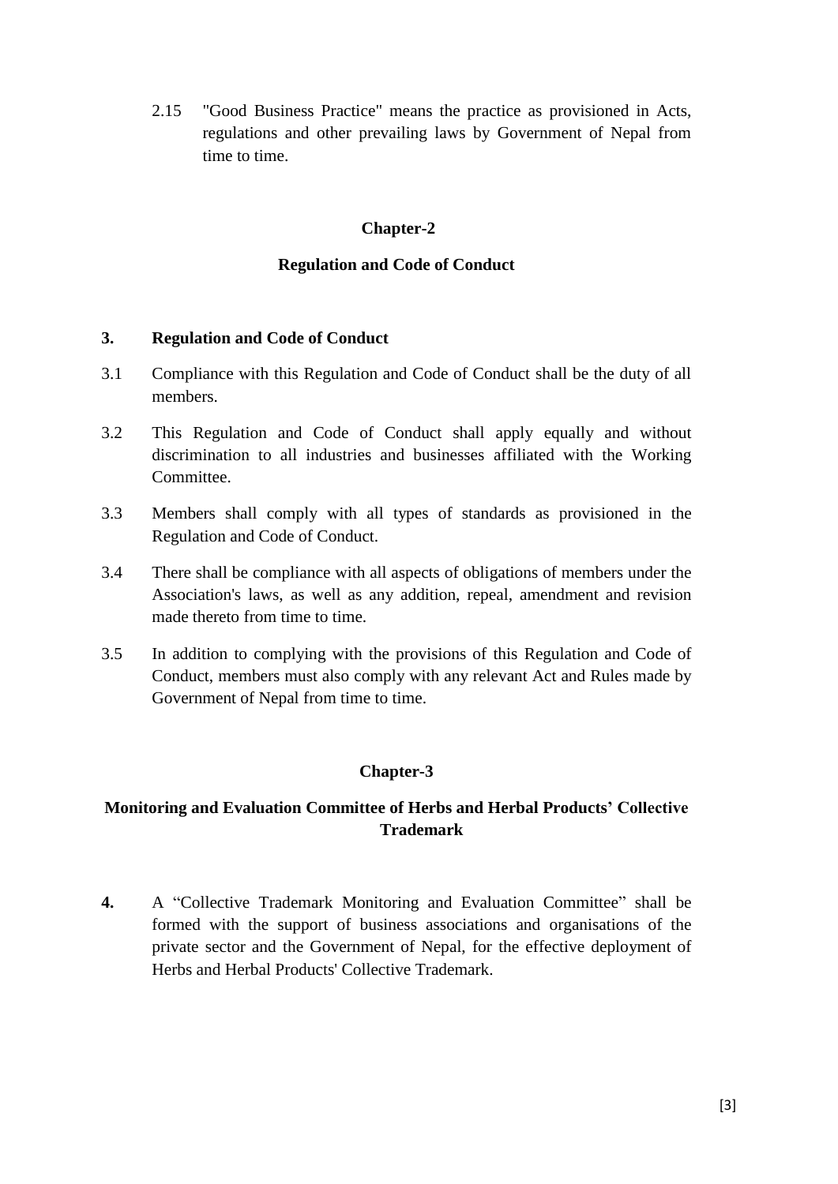2.15 "Good Business Practice" means the practice as provisioned in Acts, regulations and other prevailing laws by Government of Nepal from time to time.

## Chapter-2

## Regulation and Code of Conduct

### 3. Regulation and Code of Conduct

3.1 Compliance with this Regulation and Code of Conduct shall be the duty of all members.

3.2 This Regulation and Code of Conduct shall apply equally and without discrimination to all industries and businesses affiliated with the Working Committee.

3.3 Members shall comply with all types of standards as provisioned in the Regulation and Code of Conduct.

3.4 There shall be compliance with all aspects of obligations of members under the Association's laws, as well as any addition, repeal, amendment and revision made thereto from time to time.

3.5 In addition to complying with the provisions of this Regulation and Code of Conduct, members must also comply with any relevant Act and Rules made by Government of Nepal from time to time.

## Chapter-3

## Monitoring and Evaluation Committee of Herbs and Herbal Products' Collective Trademark

**4.** A "Collective Trademark Monitoring and Evaluation Committee" shall be formed with the support of business associations and organisations of the private sector and the Government of Nepal, for the effective deployment of Herbs and Herbal Products' Collective Trademark.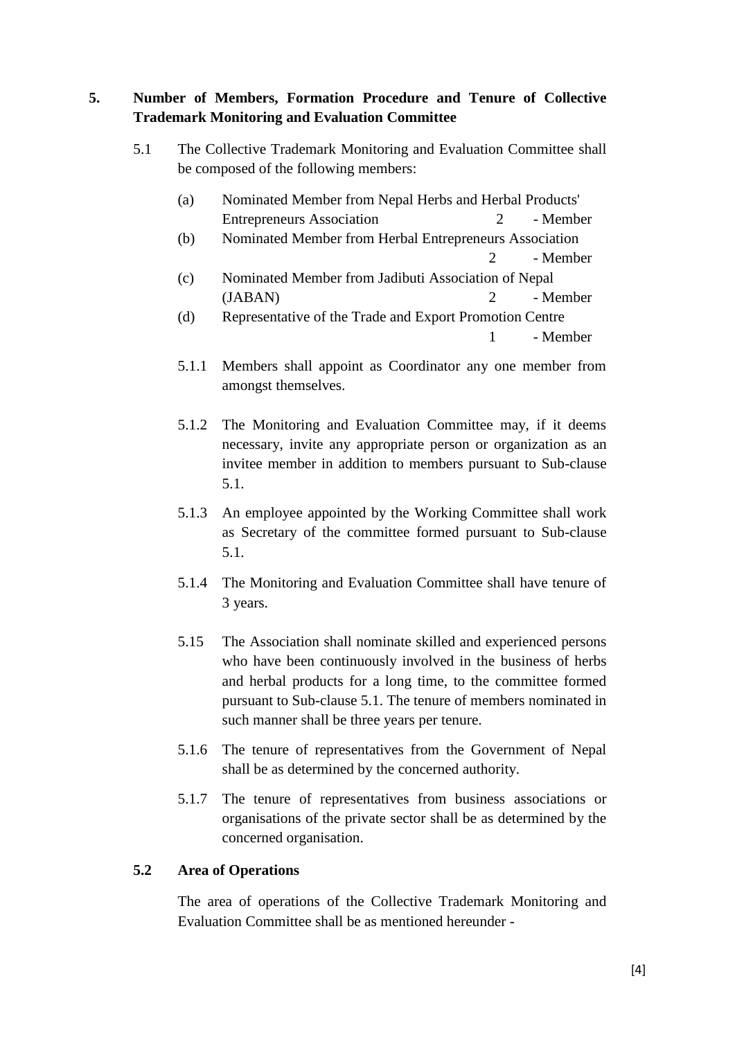## 5. Number of Members, Formation Procedure and Tenure of Collective Trademark Monitoring and Evaluation Committee

5.1 The Collective Trademark Monitoring and Evaluation Committee shall be composed of the following members:

(a) Nominated Member from Nepal Herbs and Herbal Products' Entrepreneurs Association 2 - Member

(b) Nominated Member from Herbal Entrepreneurs Association 2 - Member

(c) Nominated Member from Jadibuti Association of Nepal (JABAN) 2 - Member

(d) Representative of the Trade and Export Promotion Centre 1 - Member

5.1.1 Members shall appoint as Coordinator any one member from amongst themselves.

5.1.2 The Monitoring and Evaluation Committee may, if it deems necessary, invite any appropriate person or organization as an invitee member in addition to members pursuant to Sub-clause 5.1.

5.1.3 An employee appointed by the Working Committee shall work as Secretary of the committee formed pursuant to Sub-clause 5.1.

5.1.4 The Monitoring and Evaluation Committee shall have tenure of 3 years.

5.15 The Association shall nominate skilled and experienced persons who have been continuously involved in the business of herbs and herbal products for a long time, to the committee formed pursuant to Sub-clause 5.1. The tenure of members nominated in such manner shall be three years per tenure.

5.1.6 The tenure of representatives from the Government of Nepal shall be as determined by the concerned authority.

5.1.7 The tenure of representatives from business associations or organisations of the private sector shall be as determined by the concerned organisation.

### 5.2 Area of Operations

The area of operations of the Collective Trademark Monitoring and Evaluation Committee shall be as mentioned hereunder -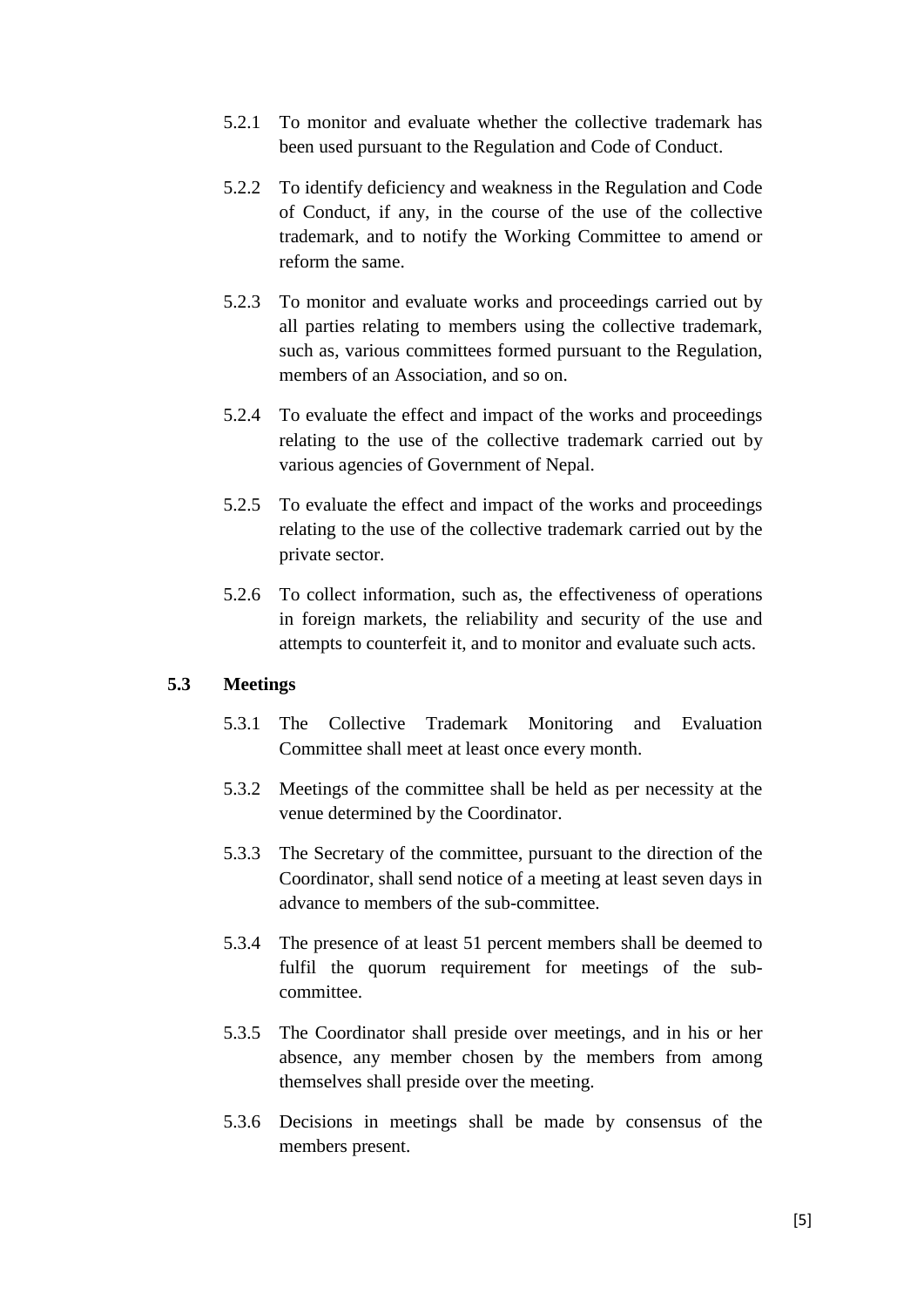5.2.1 To monitor and evaluate whether the collective trademark has been used pursuant to the Regulation and Code of Conduct.

5.2.2 To identify deficiency and weakness in the Regulation and Code of Conduct, if any, in the course of the use of the collective trademark, and to notify the Working Committee to amend or reform the same.

5.2.3 To monitor and evaluate works and proceedings carried out by all parties relating to members using the collective trademark, such as, various committees formed pursuant to the Regulation, members of an Association, and so on.

5.2.4 To evaluate the effect and impact of the works and proceedings relating to the use of the collective trademark carried out by various agencies of Government of Nepal.

5.2.5 To evaluate the effect and impact of the works and proceedings relating to the use of the collective trademark carried out by the private sector.

5.2.6 To collect information, such as, the effectiveness of operations in foreign markets, the reliability and security of the use and attempts to counterfeit it, and to monitor and evaluate such acts.

### 5.3 Meetings

5.3.1 The Collective Trademark Monitoring and Evaluation Committee shall meet at least once every month.

5.3.2 Meetings of the committee shall be held as per necessity at the venue determined by the Coordinator.

5.3.3 The Secretary of the committee, pursuant to the direction of the Coordinator, shall send notice of a meeting at least seven days in advance to members of the sub-committee.

5.3.4 The presence of at least 51 percent members shall be deemed to fulfil the quorum requirement for meetings of the sub-committee.

5.3.5 The Coordinator shall preside over meetings, and in his or her absence, any member chosen by the members from among themselves shall preside over the meeting.

5.3.6 Decisions in meetings shall be made by consensus of the members present.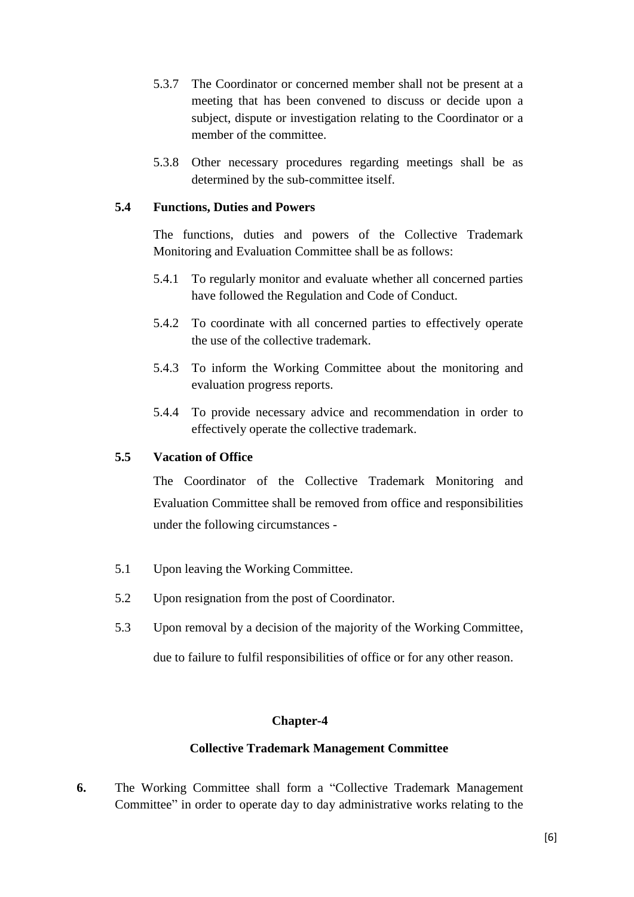5.3.7 The Coordinator or concerned member shall not be present at a meeting that has been convened to discuss or decide upon a subject, dispute or investigation relating to the Coordinator or a member of the committee.

5.3.8 Other necessary procedures regarding meetings shall be as determined by the sub-committee itself.

**5.4 Functions, Duties and Powers**

The functions, duties and powers of the Collective Trademark Monitoring and Evaluation Committee shall be as follows:

5.4.1 To regularly monitor and evaluate whether all concerned parties have followed the Regulation and Code of Conduct.

5.4.2 To coordinate with all concerned parties to effectively operate the use of the collective trademark.

5.4.3 To inform the Working Committee about the monitoring and evaluation progress reports.

5.4.4 To provide necessary advice and recommendation in order to effectively operate the collective trademark.

**5.5 Vacation of Office**

The Coordinator of the Collective Trademark Monitoring and Evaluation Committee shall be removed from office and responsibilities under the following circumstances -

5.1 Upon leaving the Working Committee.

5.2 Upon resignation from the post of Coordinator.

5.3 Upon removal by a decision of the majority of the Working Committee, due to failure to fulfil responsibilities of office or for any other reason.

## Chapter-4

## Collective Trademark Management Committee

**6.** The Working Committee shall form a "Collective Trademark Management Committee" in order to operate day to day administrative works relating to the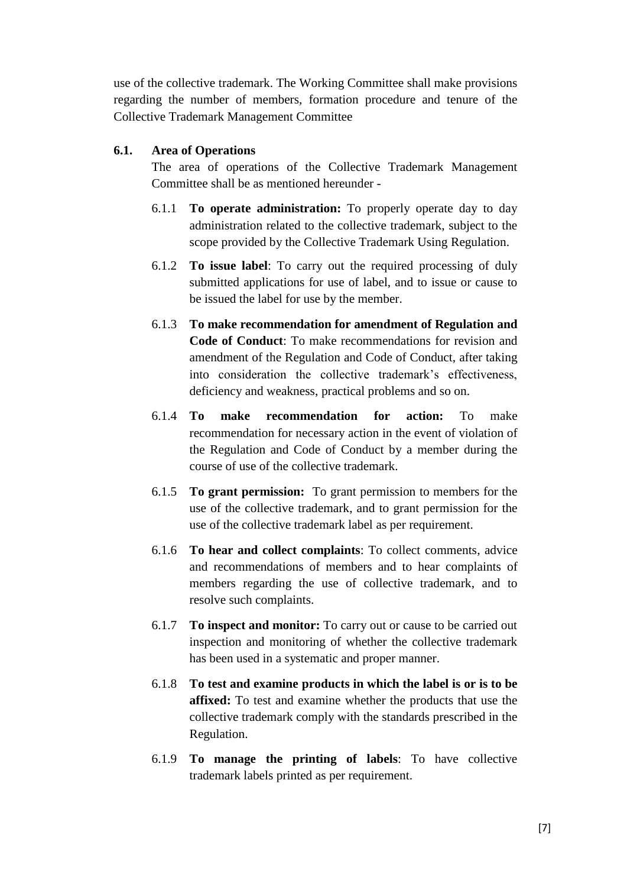use of the collective trademark. The Working Committee shall make provisions regarding the number of members, formation procedure and tenure of the Collective Trademark Management Committee

**6.1. Area of Operations**

The area of operations of the Collective Trademark Management Committee shall be as mentioned hereunder -

6.1.1 **To operate administration:** To properly operate day to day administration related to the collective trademark, subject to the scope provided by the Collective Trademark Using Regulation.

6.1.2 **To issue label**: To carry out the required processing of duly submitted applications for use of label, and to issue or cause to be issued the label for use by the member.

6.1.3 **To make recommendation for amendment of Regulation and Code of Conduct**: To make recommendations for revision and amendment of the Regulation and Code of Conduct, after taking into consideration the collective trademark's effectiveness, deficiency and weakness, practical problems and so on.

6.1.4 **To make recommendation for action:** To make recommendation for necessary action in the event of violation of the Regulation and Code of Conduct by a member during the course of use of the collective trademark.

6.1.5 **To grant permission:** To grant permission to members for the use of the collective trademark, and to grant permission for the use of the collective trademark label as per requirement.

6.1.6 **To hear and collect complaints**: To collect comments, advice and recommendations of members and to hear complaints of members regarding the use of collective trademark, and to resolve such complaints.

6.1.7 **To inspect and monitor:** To carry out or cause to be carried out inspection and monitoring of whether the collective trademark has been used in a systematic and proper manner.

6.1.8 **To test and examine products in which the label is or is to be affixed:** To test and examine whether the products that use the collective trademark comply with the standards prescribed in the Regulation.

6.1.9 **To manage the printing of labels**: To have collective trademark labels printed as per requirement.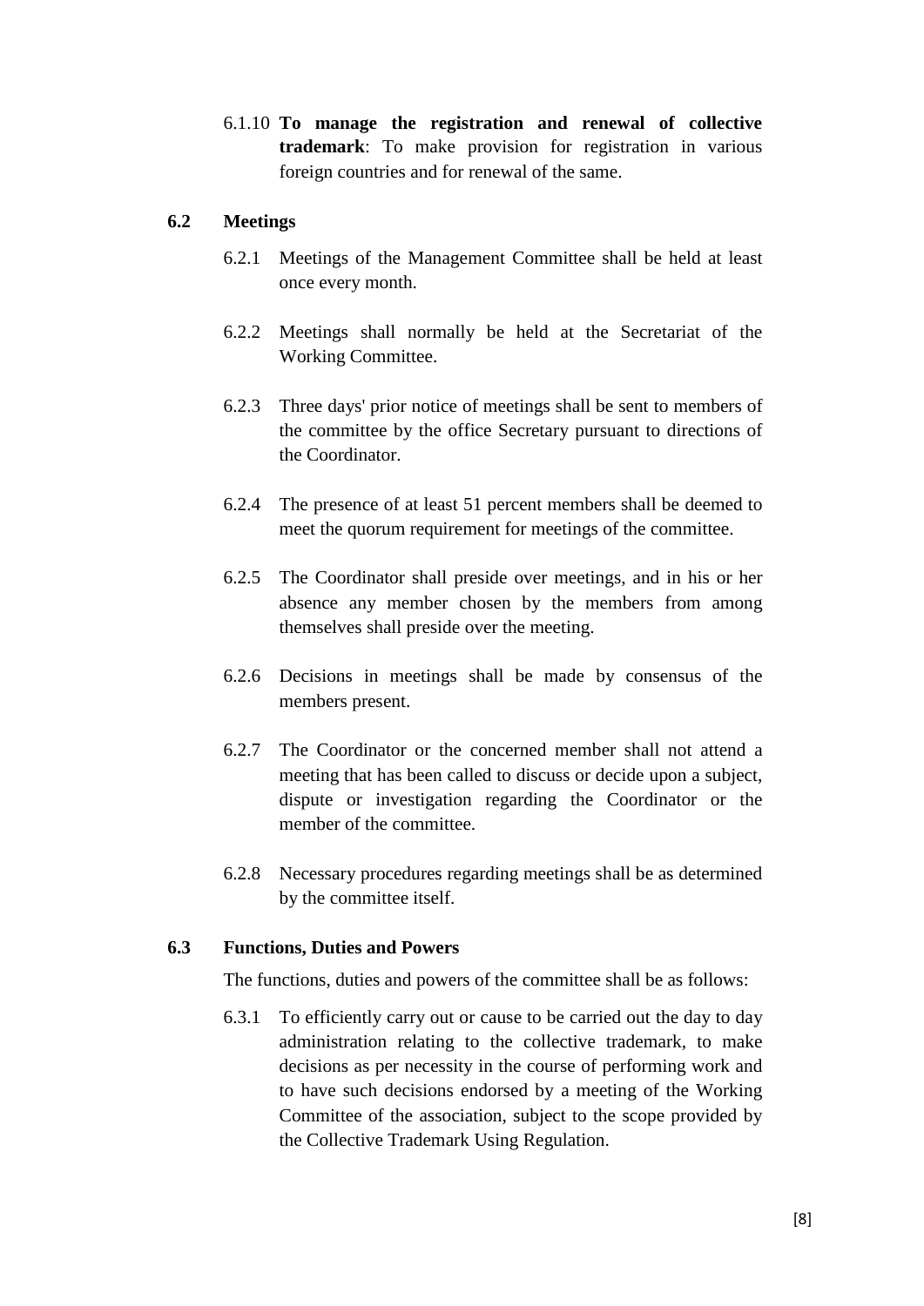6.1.10 **To manage the registration and renewal of collective trademark**: To make provision for registration in various foreign countries and for renewal of the same.

### 6.2 Meetings

6.2.1 Meetings of the Management Committee shall be held at least once every month.

6.2.2 Meetings shall normally be held at the Secretariat of the Working Committee.

6.2.3 Three days' prior notice of meetings shall be sent to members of the committee by the office Secretary pursuant to directions of the Coordinator.

6.2.4 The presence of at least 51 percent members shall be deemed to meet the quorum requirement for meetings of the committee.

6.2.5 The Coordinator shall preside over meetings, and in his or her absence any member chosen by the members from among themselves shall preside over the meeting.

6.2.6 Decisions in meetings shall be made by consensus of the members present.

6.2.7 The Coordinator or the concerned member shall not attend a meeting that has been called to discuss or decide upon a subject, dispute or investigation regarding the Coordinator or the member of the committee.

6.2.8 Necessary procedures regarding meetings shall be as determined by the committee itself.

### 6.3 Functions, Duties and Powers

The functions, duties and powers of the committee shall be as follows:

6.3.1 To efficiently carry out or cause to be carried out the day to day administration relating to the collective trademark, to make decisions as per necessity in the course of performing work and to have such decisions endorsed by a meeting of the Working Committee of the association, subject to the scope provided by the Collective Trademark Using Regulation.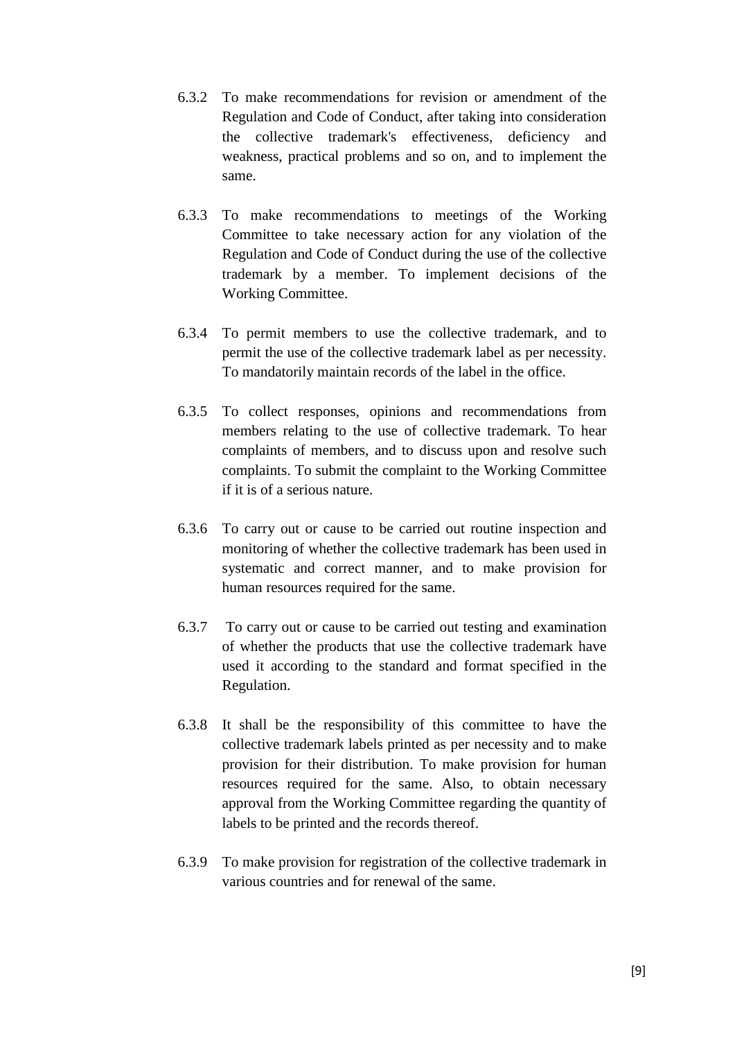6.3.2 To make recommendations for revision or amendment of the Regulation and Code of Conduct, after taking into consideration the collective trademark's effectiveness, deficiency and weakness, practical problems and so on, and to implement the same.

6.3.3 To make recommendations to meetings of the Working Committee to take necessary action for any violation of the Regulation and Code of Conduct during the use of the collective trademark by a member. To implement decisions of the Working Committee.

6.3.4 To permit members to use the collective trademark, and to permit the use of the collective trademark label as per necessity. To mandatorily maintain records of the label in the office.

6.3.5 To collect responses, opinions and recommendations from members relating to the use of collective trademark. To hear complaints of members, and to discuss upon and resolve such complaints. To submit the complaint to the Working Committee if it is of a serious nature.

6.3.6 To carry out or cause to be carried out routine inspection and monitoring of whether the collective trademark has been used in systematic and correct manner, and to make provision for human resources required for the same.

6.3.7 To carry out or cause to be carried out testing and examination of whether the products that use the collective trademark have used it according to the standard and format specified in the Regulation.

6.3.8 It shall be the responsibility of this committee to have the collective trademark labels printed as per necessity and to make provision for their distribution. To make provision for human resources required for the same. Also, to obtain necessary approval from the Working Committee regarding the quantity of labels to be printed and the records thereof.

6.3.9 To make provision for registration of the collective trademark in various countries and for renewal of the same.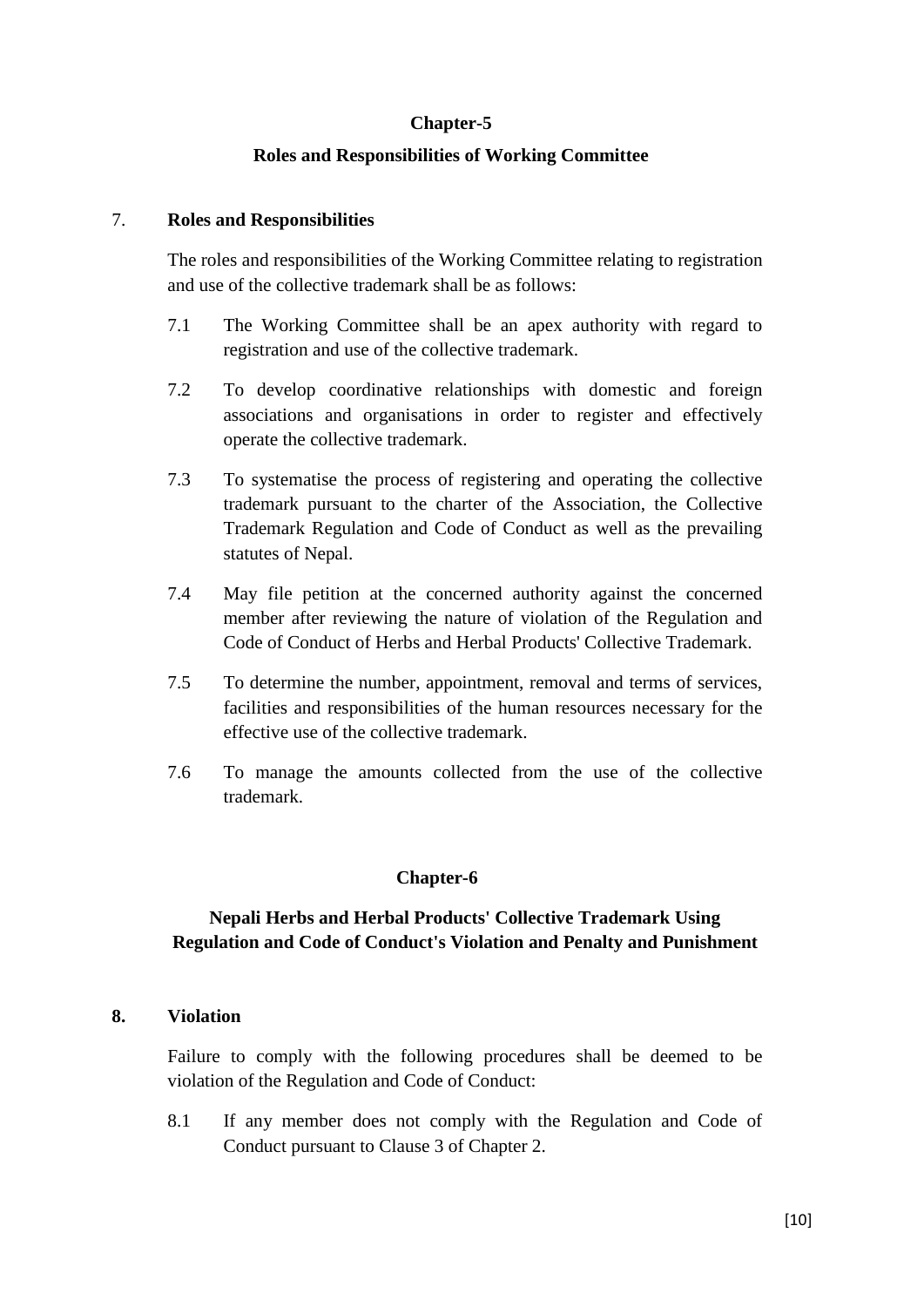## Chapter-5

## Roles and Responsibilities of Working Committee

7. **Roles and Responsibilities**

The roles and responsibilities of the Working Committee relating to registration and use of the collective trademark shall be as follows:

7.1 The Working Committee shall be an apex authority with regard to registration and use of the collective trademark.

7.2 To develop coordinative relationships with domestic and foreign associations and organisations in order to register and effectively operate the collective trademark.

7.3 To systematise the process of registering and operating the collective trademark pursuant to the charter of the Association, the Collective Trademark Regulation and Code of Conduct as well as the prevailing statutes of Nepal.

7.4 May file petition at the concerned authority against the concerned member after reviewing the nature of violation of the Regulation and Code of Conduct of Herbs and Herbal Products' Collective Trademark.

7.5 To determine the number, appointment, removal and terms of services, facilities and responsibilities of the human resources necessary for the effective use of the collective trademark.

7.6 To manage the amounts collected from the use of the collective trademark.

## Chapter-6

## Nepali Herbs and Herbal Products' Collective Trademark Using Regulation and Code of Conduct's Violation and Penalty and Punishment

**8. Violation**

Failure to comply with the following procedures shall be deemed to be violation of the Regulation and Code of Conduct:

8.1 If any member does not comply with the Regulation and Code of Conduct pursuant to Clause 3 of Chapter 2.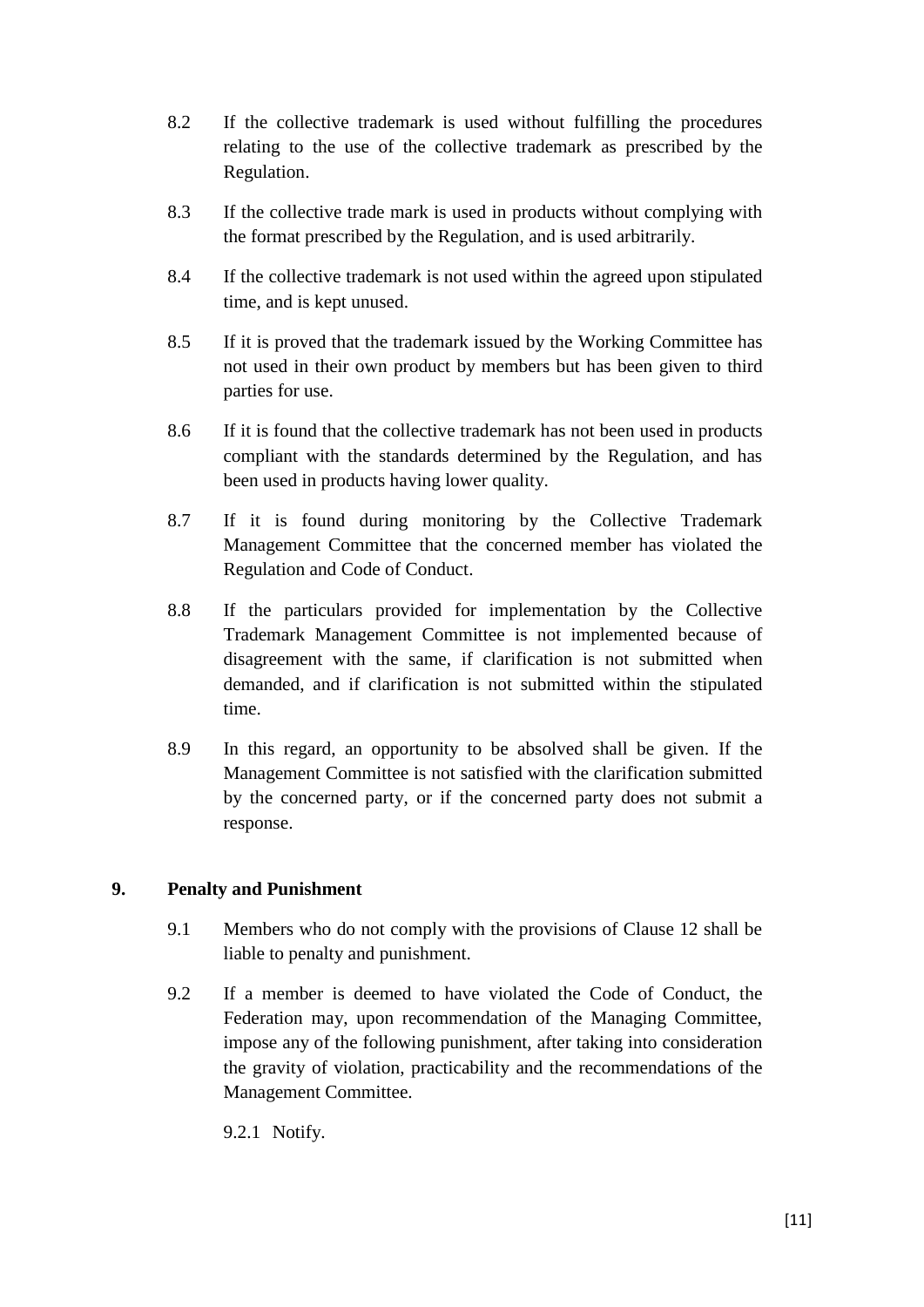8.2 If the collective trademark is used without fulfilling the procedures relating to the use of the collective trademark as prescribed by the Regulation.

8.3 If the collective trade mark is used in products without complying with the format prescribed by the Regulation, and is used arbitrarily.

8.4 If the collective trademark is not used within the agreed upon stipulated time, and is kept unused.

8.5 If it is proved that the trademark issued by the Working Committee has not used in their own product by members but has been given to third parties for use.

8.6 If it is found that the collective trademark has not been used in products compliant with the standards determined by the Regulation, and has been used in products having lower quality.

8.7 If it is found during monitoring by the Collective Trademark Management Committee that the concerned member has violated the Regulation and Code of Conduct.

8.8 If the particulars provided for implementation by the Collective Trademark Management Committee is not implemented because of disagreement with the same, if clarification is not submitted when demanded, and if clarification is not submitted within the stipulated time.

8.9 In this regard, an opportunity to be absolved shall be given. If the Management Committee is not satisfied with the clarification submitted by the concerned party, or if the concerned party does not submit a response.

## 9. Penalty and Punishment

9.1 Members who do not comply with the provisions of Clause 12 shall be liable to penalty and punishment.

9.2 If a member is deemed to have violated the Code of Conduct, the Federation may, upon recommendation of the Managing Committee, impose any of the following punishment, after taking into consideration the gravity of violation, practicability and the recommendations of the Management Committee.

9.2.1 Notify.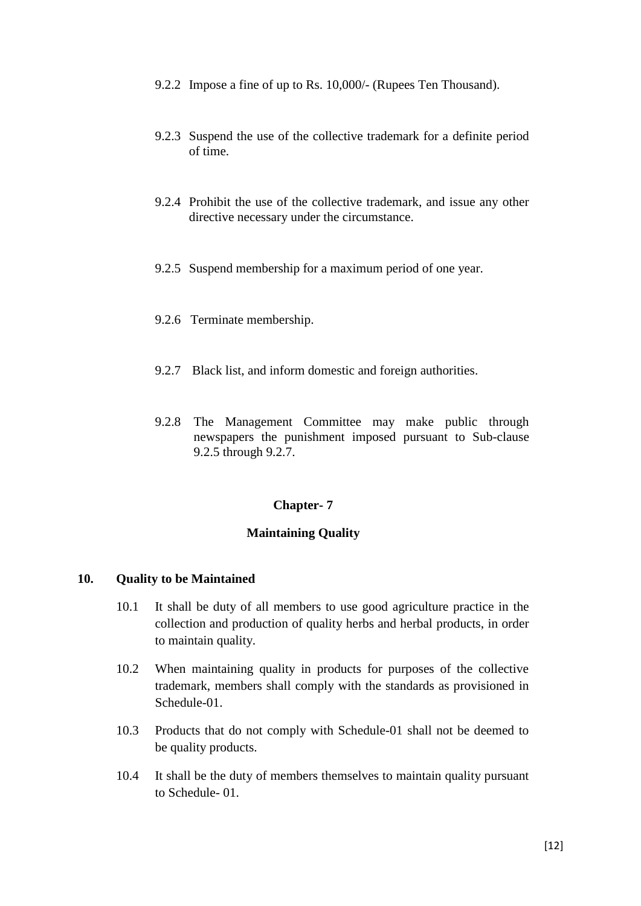9.2.2 Impose a fine of up to Rs. 10,000/- (Rupees Ten Thousand).

9.2.3 Suspend the use of the collective trademark for a definite period of time.

9.2.4 Prohibit the use of the collective trademark, and issue any other directive necessary under the circumstance.

9.2.5 Suspend membership for a maximum period of one year.

9.2.6 Terminate membership.

9.2.7 Black list, and inform domestic and foreign authorities.

9.2.8 The Management Committee may make public through newspapers the punishment imposed pursuant to Sub-clause 9.2.5 through 9.2.7.

## Chapter- 7

## Maintaining Quality

### 10. Quality to be Maintained

10.1 It shall be duty of all members to use good agriculture practice in the collection and production of quality herbs and herbal products, in order to maintain quality.

10.2 When maintaining quality in products for purposes of the collective trademark, members shall comply with the standards as provisioned in Schedule-01.

10.3 Products that do not comply with Schedule-01 shall not be deemed to be quality products.

10.4 It shall be the duty of members themselves to maintain quality pursuant to Schedule- 01.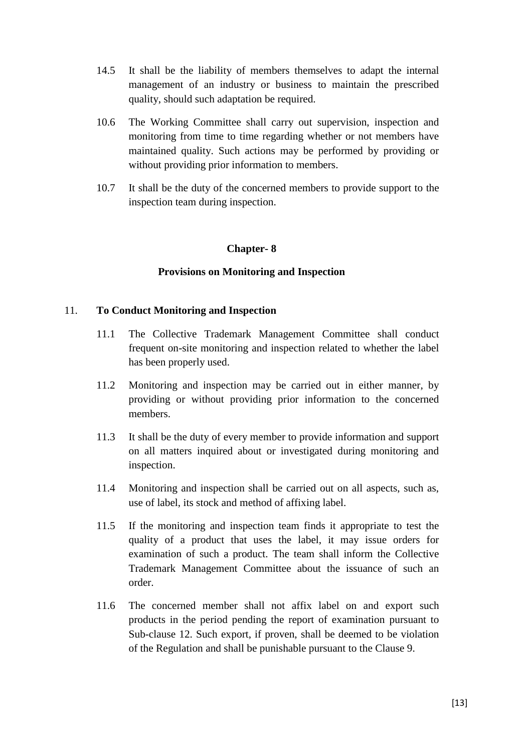14.5 It shall be the liability of members themselves to adapt the internal management of an industry or business to maintain the prescribed quality, should such adaptation be required.

10.6 The Working Committee shall carry out supervision, inspection and monitoring from time to time regarding whether or not members have maintained quality. Such actions may be performed by providing or without providing prior information to members.

10.7 It shall be the duty of the concerned members to provide support to the inspection team during inspection.

## Chapter- 8

## Provisions on Monitoring and Inspection

### 11. To Conduct Monitoring and Inspection

11.1 The Collective Trademark Management Committee shall conduct frequent on-site monitoring and inspection related to whether the label has been properly used.

11.2 Monitoring and inspection may be carried out in either manner, by providing or without providing prior information to the concerned members.

11.3 It shall be the duty of every member to provide information and support on all matters inquired about or investigated during monitoring and inspection.

11.4 Monitoring and inspection shall be carried out on all aspects, such as, use of label, its stock and method of affixing label.

11.5 If the monitoring and inspection team finds it appropriate to test the quality of a product that uses the label, it may issue orders for examination of such a product. The team shall inform the Collective Trademark Management Committee about the issuance of such an order.

11.6 The concerned member shall not affix label on and export such products in the period pending the report of examination pursuant to Sub-clause 12. Such export, if proven, shall be deemed to be violation of the Regulation and shall be punishable pursuant to the Clause 9.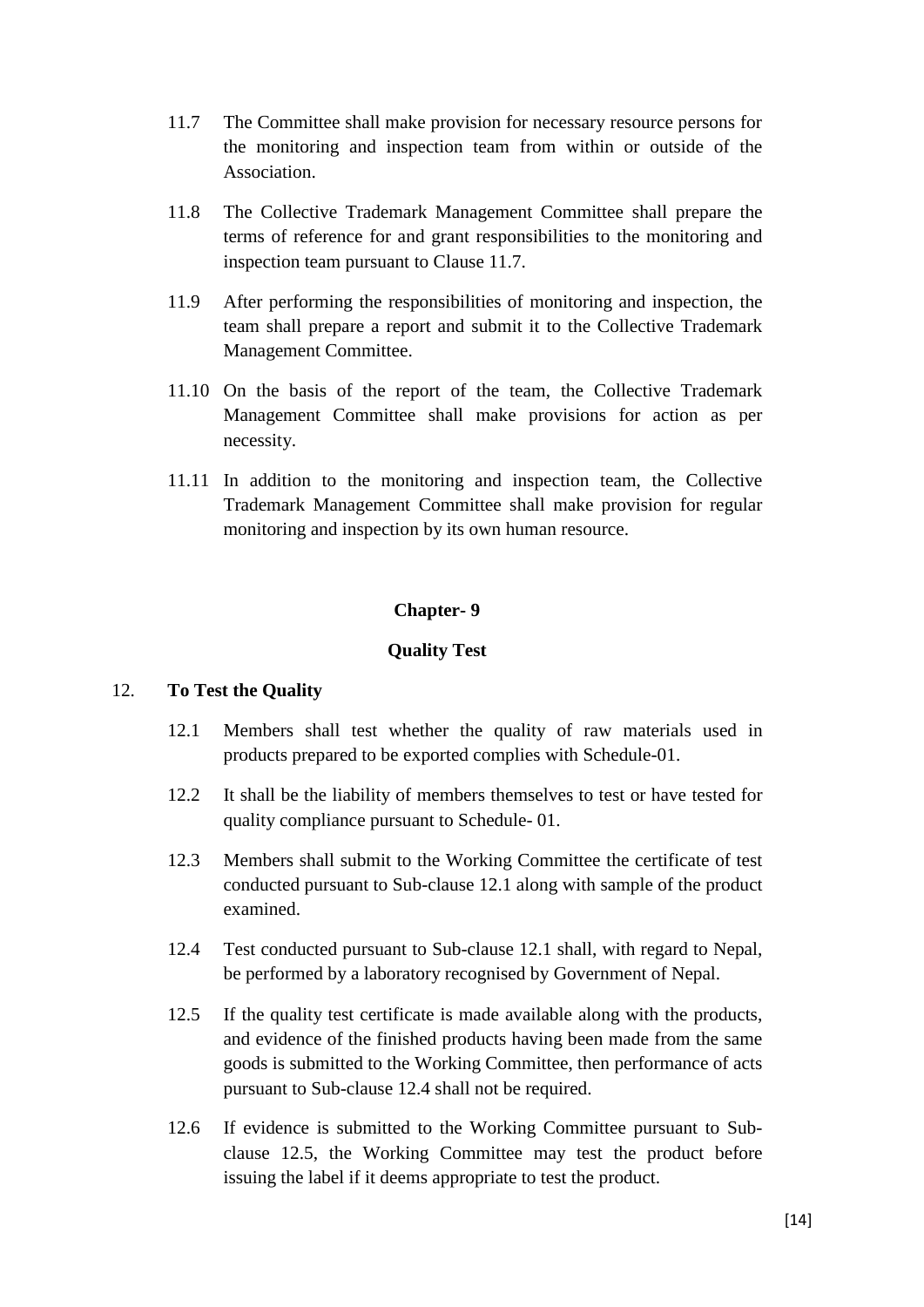11.7 The Committee shall make provision for necessary resource persons for the monitoring and inspection team from within or outside of the Association.

11.8 The Collective Trademark Management Committee shall prepare the terms of reference for and grant responsibilities to the monitoring and inspection team pursuant to Clause 11.7.

11.9 After performing the responsibilities of monitoring and inspection, the team shall prepare a report and submit it to the Collective Trademark Management Committee.

11.10 On the basis of the report of the team, the Collective Trademark Management Committee shall make provisions for action as per necessity.

11.11 In addition to the monitoring and inspection team, the Collective Trademark Management Committee shall make provision for regular monitoring and inspection by its own human resource.

## Chapter- 9

## Quality Test

12. **To Test the Quality**

12.1 Members shall test whether the quality of raw materials used in products prepared to be exported complies with Schedule-01.

12.2 It shall be the liability of members themselves to test or have tested for quality compliance pursuant to Schedule- 01.

12.3 Members shall submit to the Working Committee the certificate of test conducted pursuant to Sub-clause 12.1 along with sample of the product examined.

12.4 Test conducted pursuant to Sub-clause 12.1 shall, with regard to Nepal, be performed by a laboratory recognised by Government of Nepal.

12.5 If the quality test certificate is made available along with the products, and evidence of the finished products having been made from the same goods is submitted to the Working Committee, then performance of acts pursuant to Sub-clause 12.4 shall not be required.

12.6 If evidence is submitted to the Working Committee pursuant to Sub-clause 12.5, the Working Committee may test the product before issuing the label if it deems appropriate to test the product.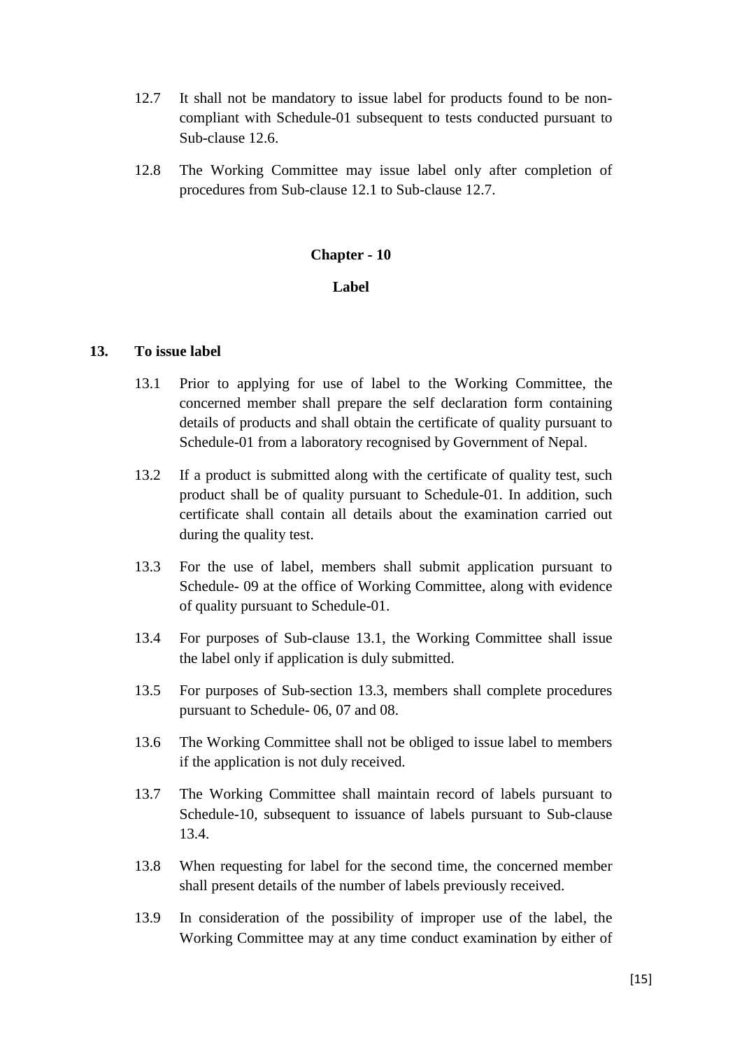12.7 It shall not be mandatory to issue label for products found to be non-compliant with Schedule-01 subsequent to tests conducted pursuant to Sub-clause 12.6.

12.8 The Working Committee may issue label only after completion of procedures from Sub-clause 12.1 to Sub-clause 12.7.

## Chapter - 10

## Label

### 13. To issue label

13.1 Prior to applying for use of label to the Working Committee, the concerned member shall prepare the self declaration form containing details of products and shall obtain the certificate of quality pursuant to Schedule-01 from a laboratory recognised by Government of Nepal.

13.2 If a product is submitted along with the certificate of quality test, such product shall be of quality pursuant to Schedule-01. In addition, such certificate shall contain all details about the examination carried out during the quality test.

13.3 For the use of label, members shall submit application pursuant to Schedule- 09 at the office of Working Committee, along with evidence of quality pursuant to Schedule-01.

13.4 For purposes of Sub-clause 13.1, the Working Committee shall issue the label only if application is duly submitted.

13.5 For purposes of Sub-section 13.3, members shall complete procedures pursuant to Schedule- 06, 07 and 08.

13.6 The Working Committee shall not be obliged to issue label to members if the application is not duly received.

13.7 The Working Committee shall maintain record of labels pursuant to Schedule-10, subsequent to issuance of labels pursuant to Sub-clause 13.4.

13.8 When requesting for label for the second time, the concerned member shall present details of the number of labels previously received.

13.9 In consideration of the possibility of improper use of the label, the Working Committee may at any time conduct examination by either of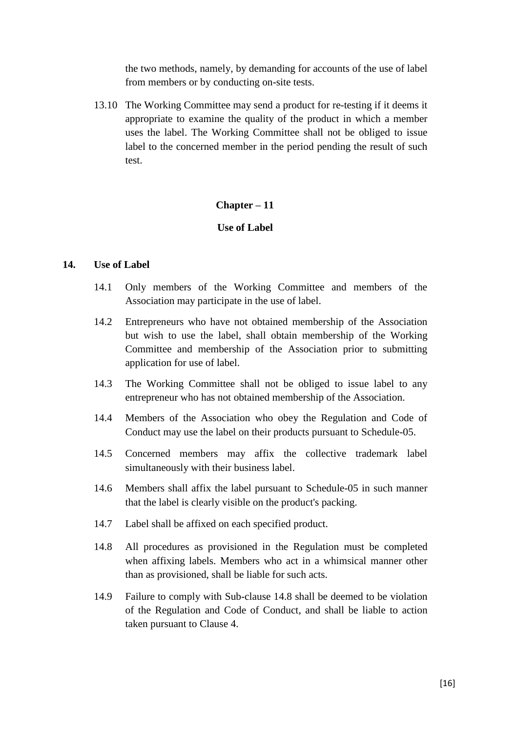the two methods, namely, by demanding for accounts of the use of label from members or by conducting on-site tests.

13.10 The Working Committee may send a product for re-testing if it deems it appropriate to examine the quality of the product in which a member uses the label. The Working Committee shall not be obliged to issue label to the concerned member in the period pending the result of such test.

## Chapter – 11

## Use of Label

### 14. Use of Label

14.1 Only members of the Working Committee and members of the Association may participate in the use of label.

14.2 Entrepreneurs who have not obtained membership of the Association but wish to use the label, shall obtain membership of the Working Committee and membership of the Association prior to submitting application for use of label.

14.3 The Working Committee shall not be obliged to issue label to any entrepreneur who has not obtained membership of the Association.

14.4 Members of the Association who obey the Regulation and Code of Conduct may use the label on their products pursuant to Schedule-05.

14.5 Concerned members may affix the collective trademark label simultaneously with their business label.

14.6 Members shall affix the label pursuant to Schedule-05 in such manner that the label is clearly visible on the product's packing.

14.7 Label shall be affixed on each specified product.

14.8 All procedures as provisioned in the Regulation must be completed when affixing labels. Members who act in a whimsical manner other than as provisioned, shall be liable for such acts.

14.9 Failure to comply with Sub-clause 14.8 shall be deemed to be violation of the Regulation and Code of Conduct, and shall be liable to action taken pursuant to Clause 4.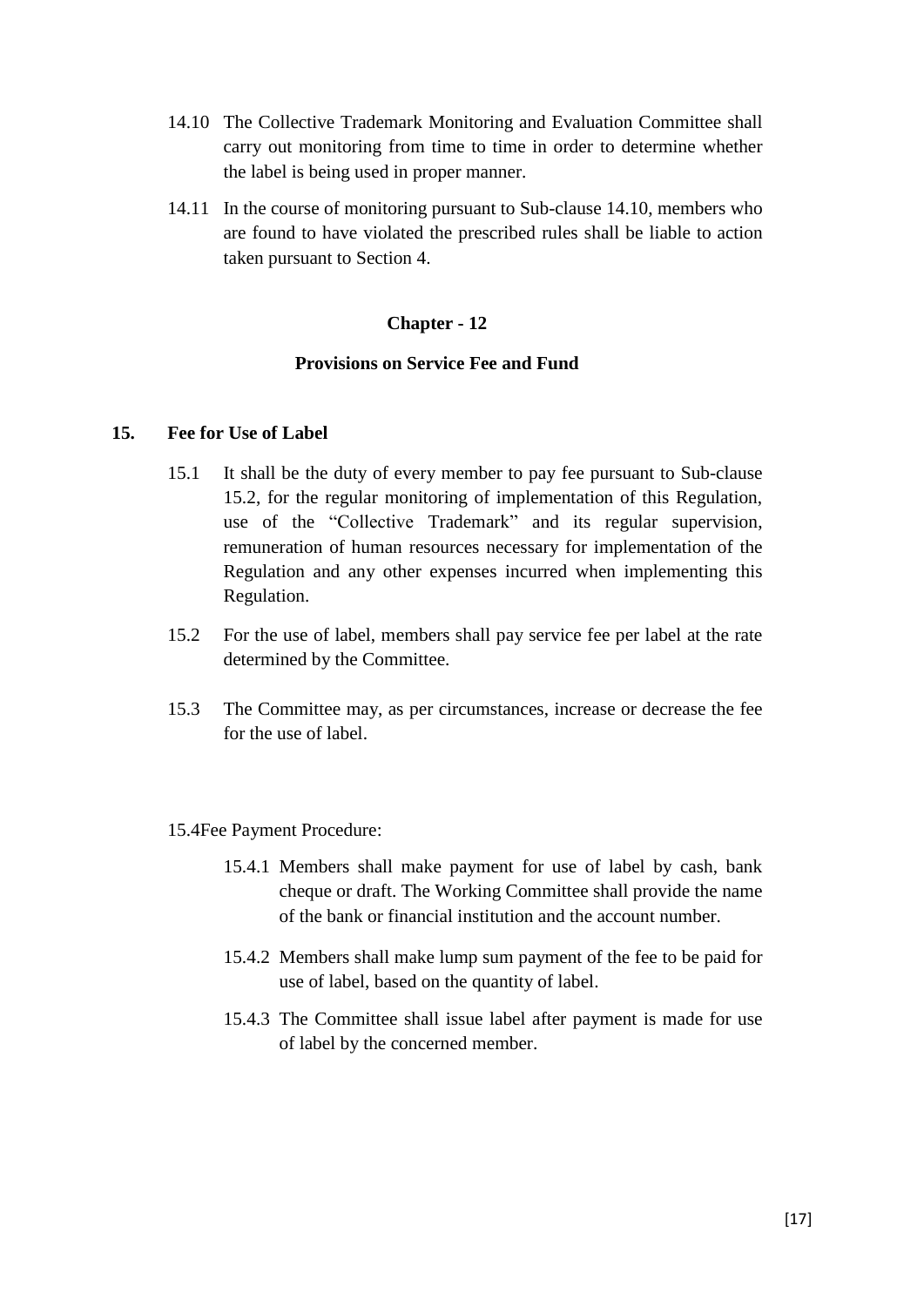14.10 The Collective Trademark Monitoring and Evaluation Committee shall carry out monitoring from time to time in order to determine whether the label is being used in proper manner.

14.11 In the course of monitoring pursuant to Sub-clause 14.10, members who are found to have violated the prescribed rules shall be liable to action taken pursuant to Section 4.

## Chapter - 12

## Provisions on Service Fee and Fund

### 15. Fee for Use of Label

15.1 It shall be the duty of every member to pay fee pursuant to Sub-clause 15.2, for the regular monitoring of implementation of this Regulation, use of the "Collective Trademark" and its regular supervision, remuneration of human resources necessary for implementation of the Regulation and any other expenses incurred when implementing this Regulation.

15.2 For the use of label, members shall pay service fee per label at the rate determined by the Committee.

15.3 The Committee may, as per circumstances, increase or decrease the fee for the use of label.

15.4Fee Payment Procedure:

15.4.1 Members shall make payment for use of label by cash, bank cheque or draft. The Working Committee shall provide the name of the bank or financial institution and the account number.

15.4.2 Members shall make lump sum payment of the fee to be paid for use of label, based on the quantity of label.

15.4.3 The Committee shall issue label after payment is made for use of label by the concerned member.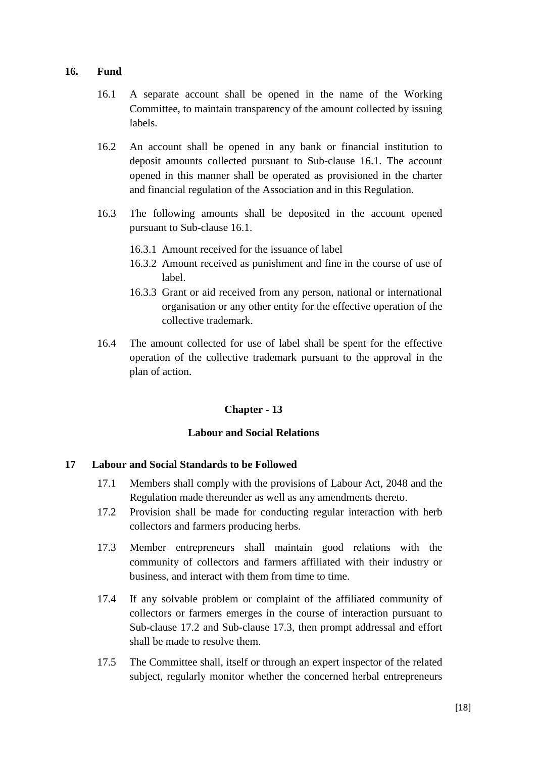**16. Fund**

16.1 A separate account shall be opened in the name of the Working Committee, to maintain transparency of the amount collected by issuing labels.

16.2 An account shall be opened in any bank or financial institution to deposit amounts collected pursuant to Sub-clause 16.1. The account opened in this manner shall be operated as provisioned in the charter and financial regulation of the Association and in this Regulation.

16.3 The following amounts shall be deposited in the account opened pursuant to Sub-clause 16.1.

16.3.1 Amount received for the issuance of label

16.3.2 Amount received as punishment and fine in the course of use of label.

16.3.3 Grant or aid received from any person, national or international organisation or any other entity for the effective operation of the collective trademark.

16.4 The amount collected for use of label shall be spent for the effective operation of the collective trademark pursuant to the approval in the plan of action.

## Chapter - 13

## Labour and Social Relations

**17 Labour and Social Standards to be Followed**

17.1 Members shall comply with the provisions of Labour Act, 2048 and the Regulation made thereunder as well as any amendments thereto.

17.2 Provision shall be made for conducting regular interaction with herb collectors and farmers producing herbs.

17.3 Member entrepreneurs shall maintain good relations with the community of collectors and farmers affiliated with their industry or business, and interact with them from time to time.

17.4 If any solvable problem or complaint of the affiliated community of collectors or farmers emerges in the course of interaction pursuant to Sub-clause 17.2 and Sub-clause 17.3, then prompt addressal and effort shall be made to resolve them.

17.5 The Committee shall, itself or through an expert inspector of the related subject, regularly monitor whether the concerned herbal entrepreneurs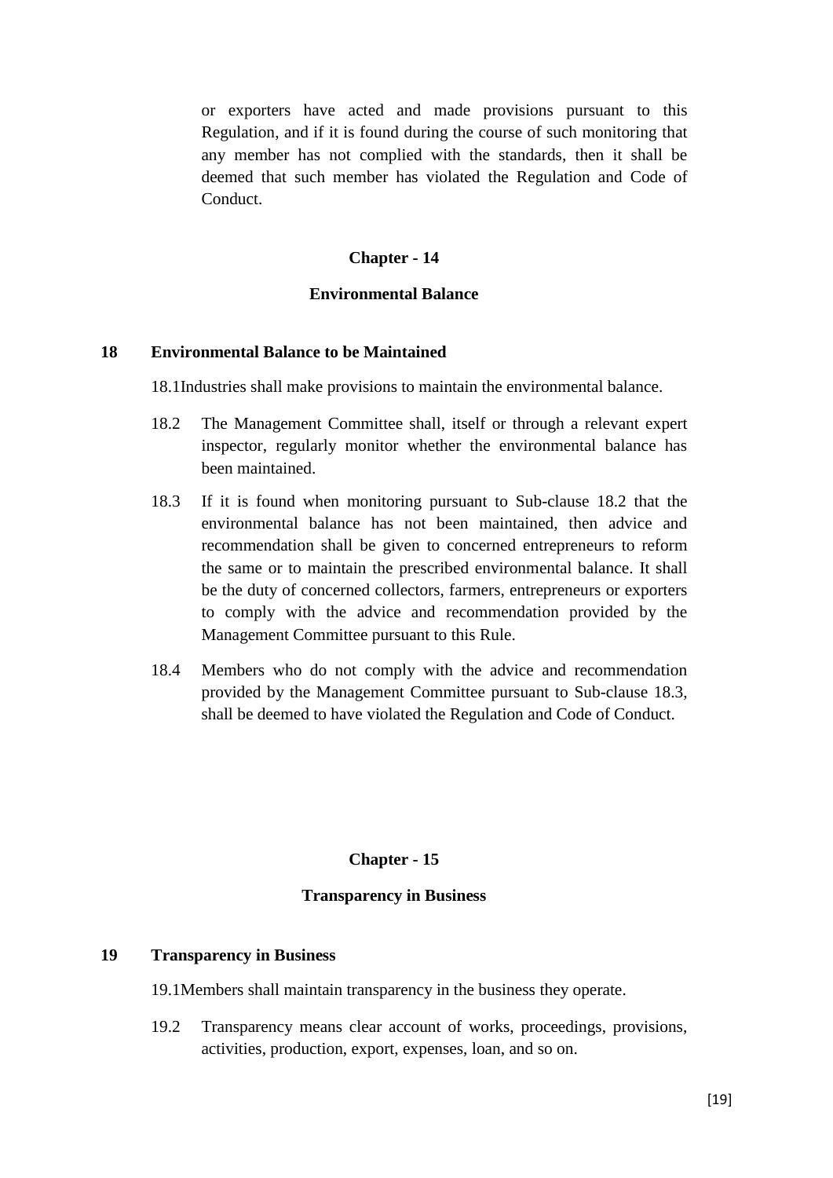or exporters have acted and made provisions pursuant to this Regulation, and if it is found during the course of such monitoring that any member has not complied with the standards, then it shall be deemed that such member has violated the Regulation and Code of Conduct.

## Chapter - 14

## Environmental Balance

### 18 Environmental Balance to be Maintained

18.1 Industries shall make provisions to maintain the environmental balance.

18.2 The Management Committee shall, itself or through a relevant expert inspector, regularly monitor whether the environmental balance has been maintained.

18.3 If it is found when monitoring pursuant to Sub-clause 18.2 that the environmental balance has not been maintained, then advice and recommendation shall be given to concerned entrepreneurs to reform the same or to maintain the prescribed environmental balance. It shall be the duty of concerned collectors, farmers, entrepreneurs or exporters to comply with the advice and recommendation provided by the Management Committee pursuant to this Rule.

18.4 Members who do not comply with the advice and recommendation provided by the Management Committee pursuant to Sub-clause 18.3, shall be deemed to have violated the Regulation and Code of Conduct.

## Chapter - 15

## Transparency in Business

### 19 Transparency in Business

19.1 Members shall maintain transparency in the business they operate.

19.2 Transparency means clear account of works, proceedings, provisions, activities, production, export, expenses, loan, and so on.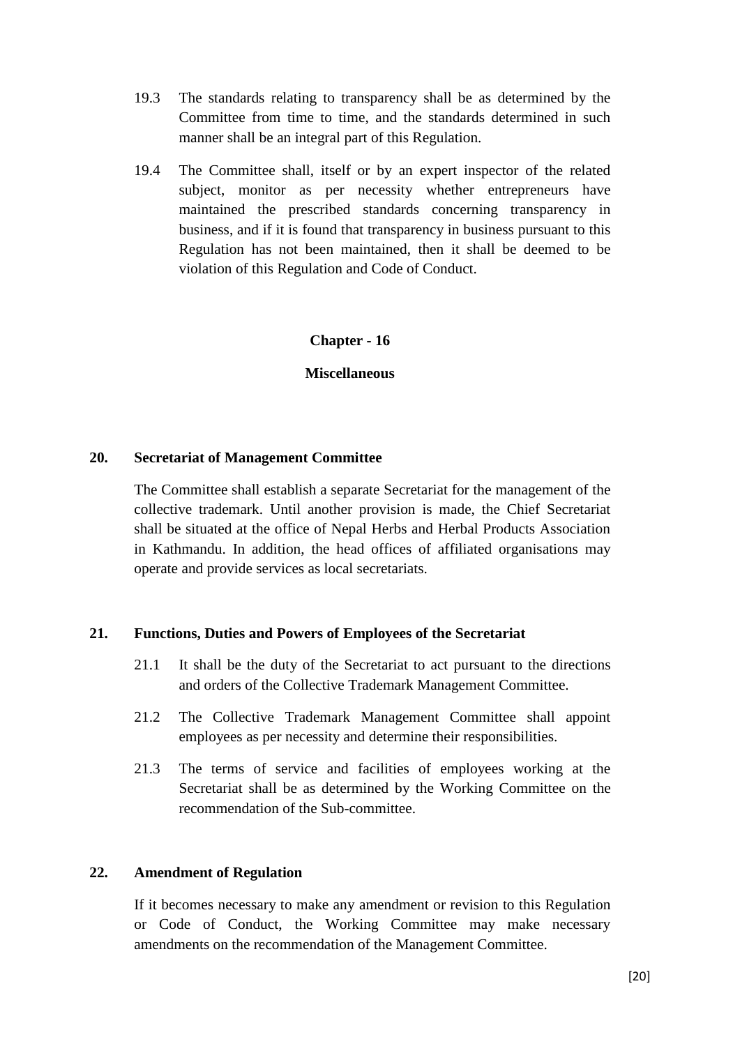19.3 The standards relating to transparency shall be as determined by the Committee from time to time, and the standards determined in such manner shall be an integral part of this Regulation.

19.4 The Committee shall, itself or by an expert inspector of the related subject, monitor as per necessity whether entrepreneurs have maintained the prescribed standards concerning transparency in business, and if it is found that transparency in business pursuant to this Regulation has not been maintained, then it shall be deemed to be violation of this Regulation and Code of Conduct.

## Chapter - 16

## Miscellaneous

### 20. Secretariat of Management Committee

The Committee shall establish a separate Secretariat for the management of the collective trademark. Until another provision is made, the Chief Secretariat shall be situated at the office of Nepal Herbs and Herbal Products Association in Kathmandu. In addition, the head offices of affiliated organisations may operate and provide services as local secretariats.

### 21. Functions, Duties and Powers of Employees of the Secretariat

21.1 It shall be the duty of the Secretariat to act pursuant to the directions and orders of the Collective Trademark Management Committee.

21.2 The Collective Trademark Management Committee shall appoint employees as per necessity and determine their responsibilities.

21.3 The terms of service and facilities of employees working at the Secretariat shall be as determined by the Working Committee on the recommendation of the Sub-committee.

### 22. Amendment of Regulation

If it becomes necessary to make any amendment or revision to this Regulation or Code of Conduct, the Working Committee may make necessary amendments on the recommendation of the Management Committee.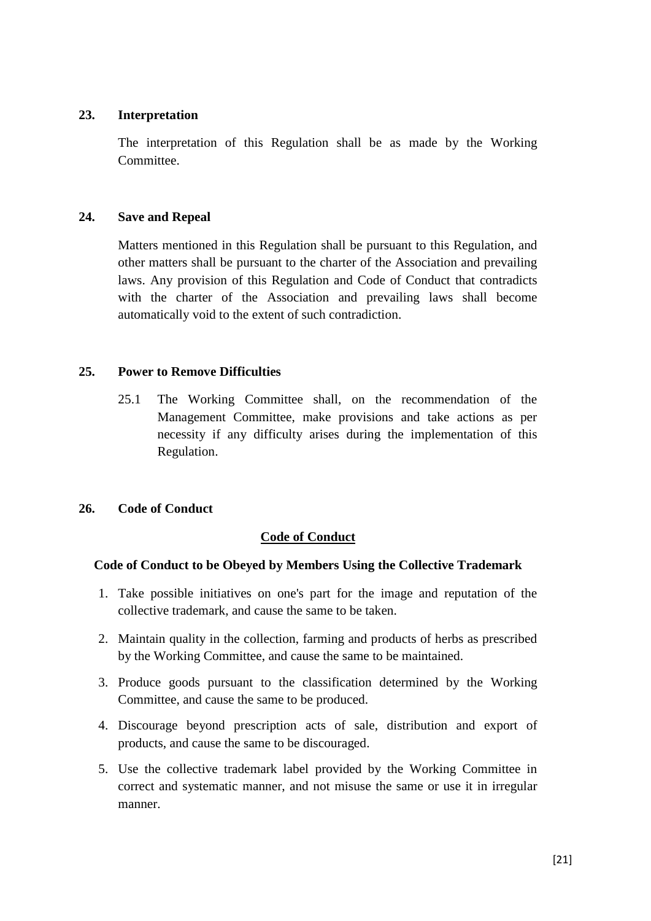**23. Interpretation**

The interpretation of this Regulation shall be as made by the Working Committee.

**24. Save and Repeal**

Matters mentioned in this Regulation shall be pursuant to this Regulation, and other matters shall be pursuant to the charter of the Association and prevailing laws. Any provision of this Regulation and Code of Conduct that contradicts with the charter of the Association and prevailing laws shall become automatically void to the extent of such contradiction.

**25. Power to Remove Difficulties**

25.1 The Working Committee shall, on the recommendation of the Management Committee, make provisions and take actions as per necessity if any difficulty arises during the implementation of this Regulation.

**26. Code of Conduct**

## Code of Conduct

**Code of Conduct to be Obeyed by Members Using the Collective Trademark**

1. Take possible initiatives on one's part for the image and reputation of the collective trademark, and cause the same to be taken.
2. Maintain quality in the collection, farming and products of herbs as prescribed by the Working Committee, and cause the same to be maintained.
3. Produce goods pursuant to the classification determined by the Working Committee, and cause the same to be produced.
4. Discourage beyond prescription acts of sale, distribution and export of products, and cause the same to be discouraged.
5. Use the collective trademark label provided by the Working Committee in correct and systematic manner, and not misuse the same or use it in irregular manner.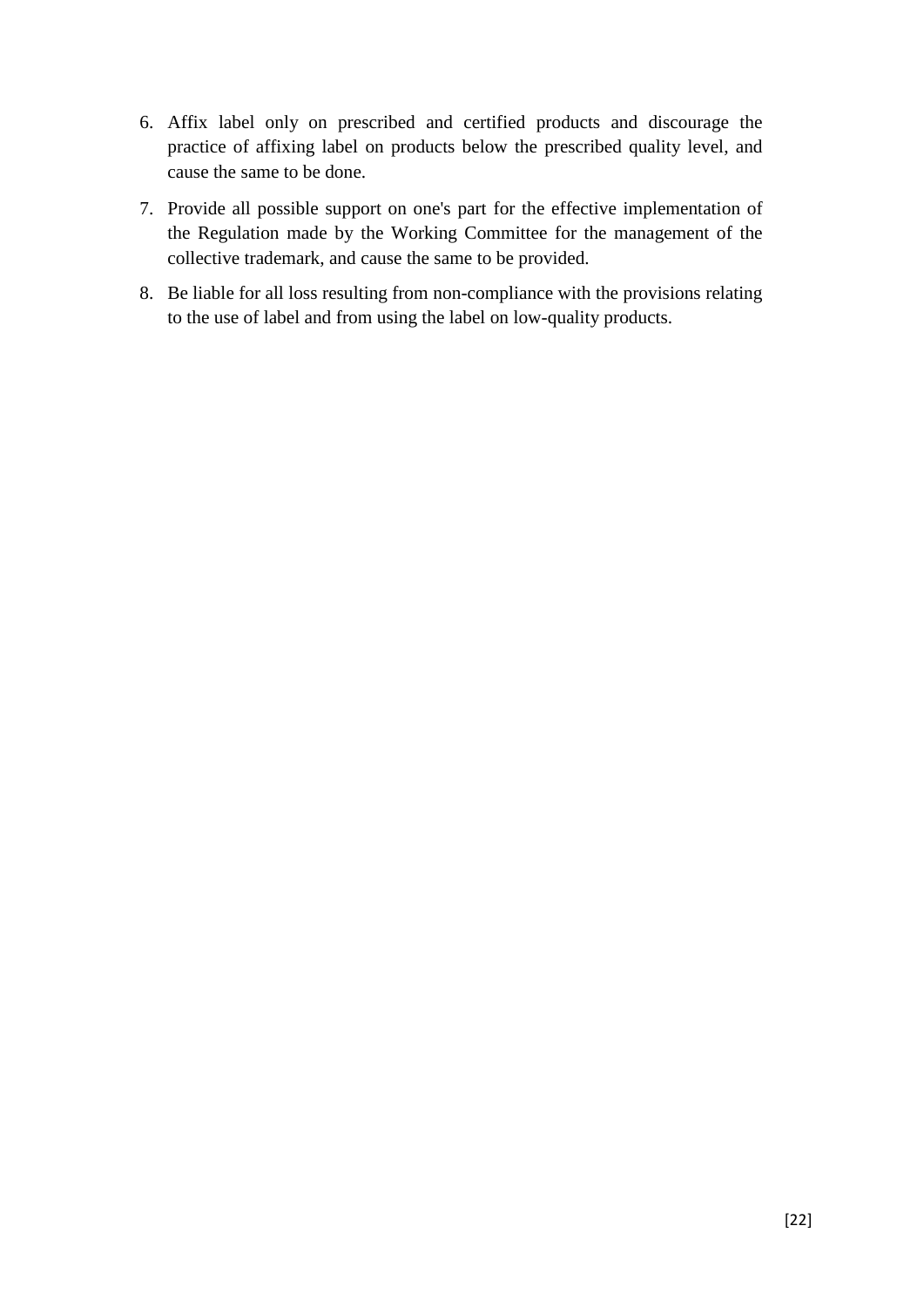6. Affix label only on prescribed and certified products and discourage the practice of affixing label on products below the prescribed quality level, and cause the same to be done.
7. Provide all possible support on one's part for the effective implementation of the Regulation made by the Working Committee for the management of the collective trademark, and cause the same to be provided.
8. Be liable for all loss resulting from non-compliance with the provisions relating to the use of label and from using the label on low-quality products.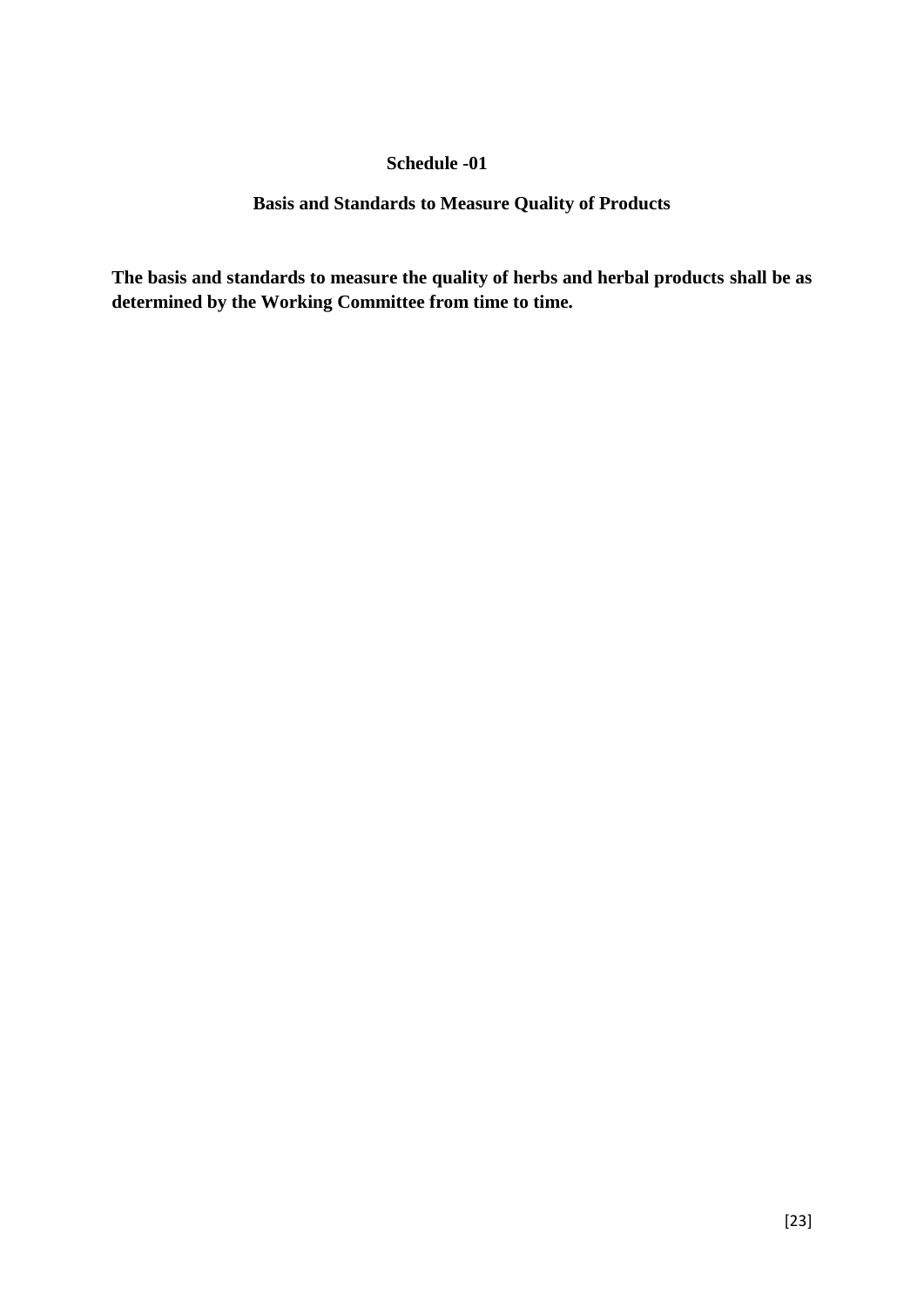## Schedule -01

### Basis and Standards to Measure Quality of Products

**The basis and standards to measure the quality of herbs and herbal products shall be as determined by the Working Committee from time to time.**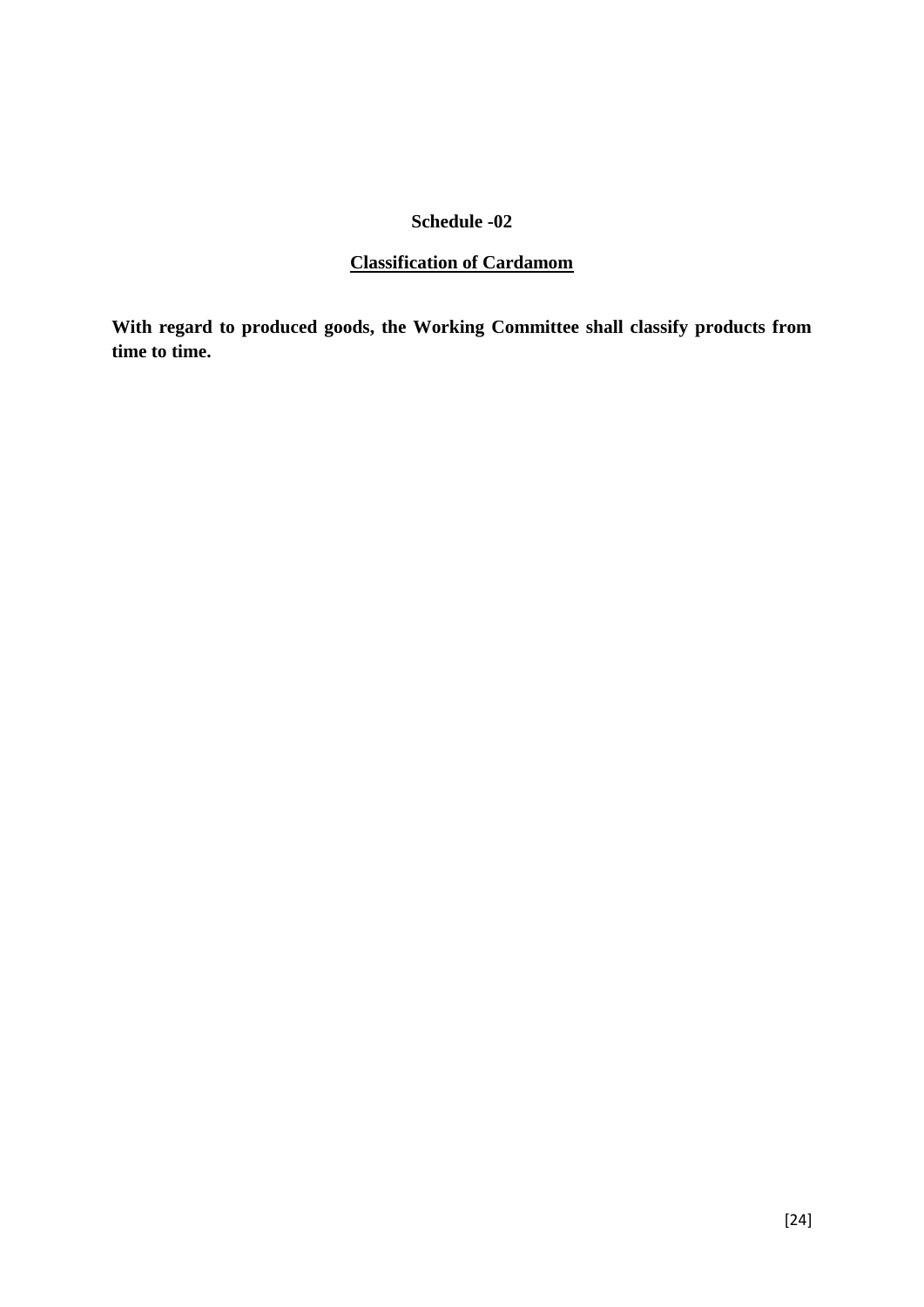## Schedule -02

### Classification of Cardamom

**With regard to produced goods, the Working Committee shall classify products from time to time.**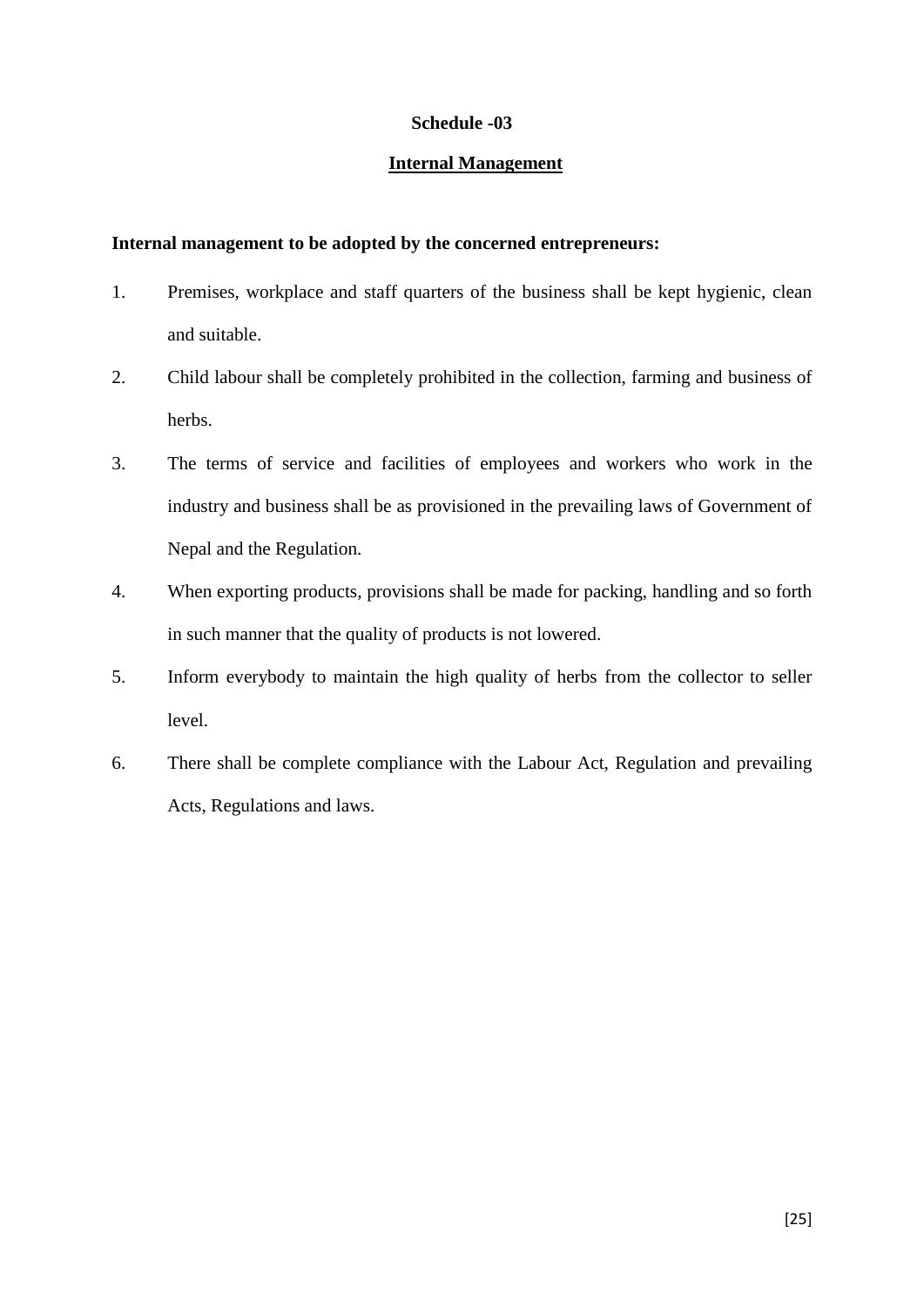## Schedule -03

## Internal Management

**Internal management to be adopted by the concerned entrepreneurs:**

1. Premises, workplace and staff quarters of the business shall be kept hygienic, clean and suitable.
2. Child labour shall be completely prohibited in the collection, farming and business of herbs.
3. The terms of service and facilities of employees and workers who work in the industry and business shall be as provisioned in the prevailing laws of Government of Nepal and the Regulation.
4. When exporting products, provisions shall be made for packing, handling and so forth in such manner that the quality of products is not lowered.
5. Inform everybody to maintain the high quality of herbs from the collector to seller level.
6. There shall be complete compliance with the Labour Act, Regulation and prevailing Acts, Regulations and laws.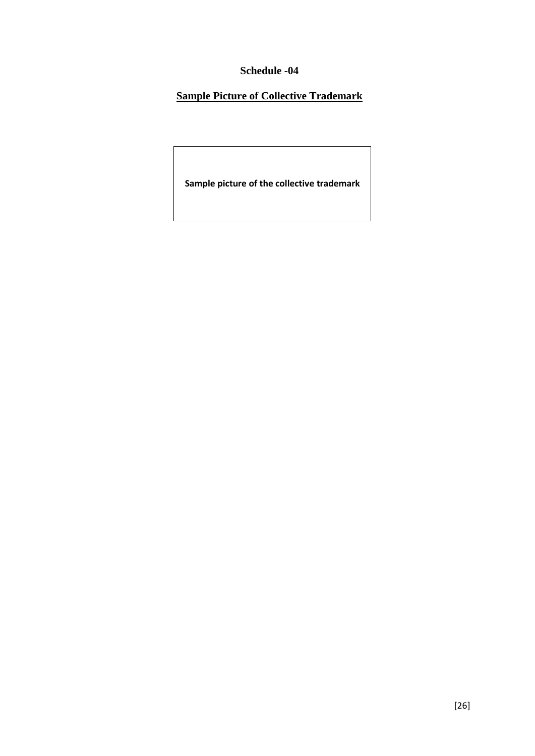# Schedule -04

## Sample Picture of Collective Trademark

| Sample picture of the collective trademark |
| --- |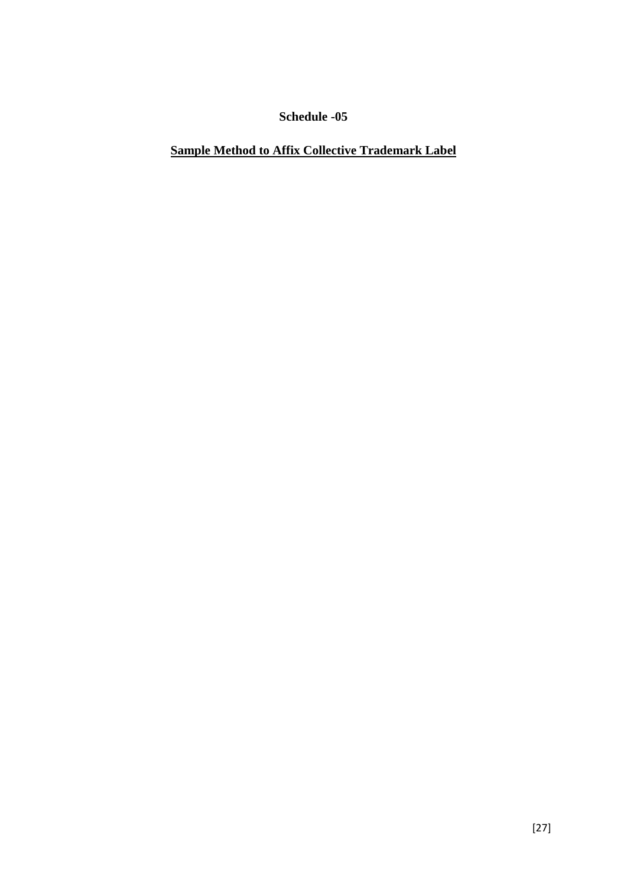**Schedule -05**

**Sample Method to Affix Collective Trademark Label**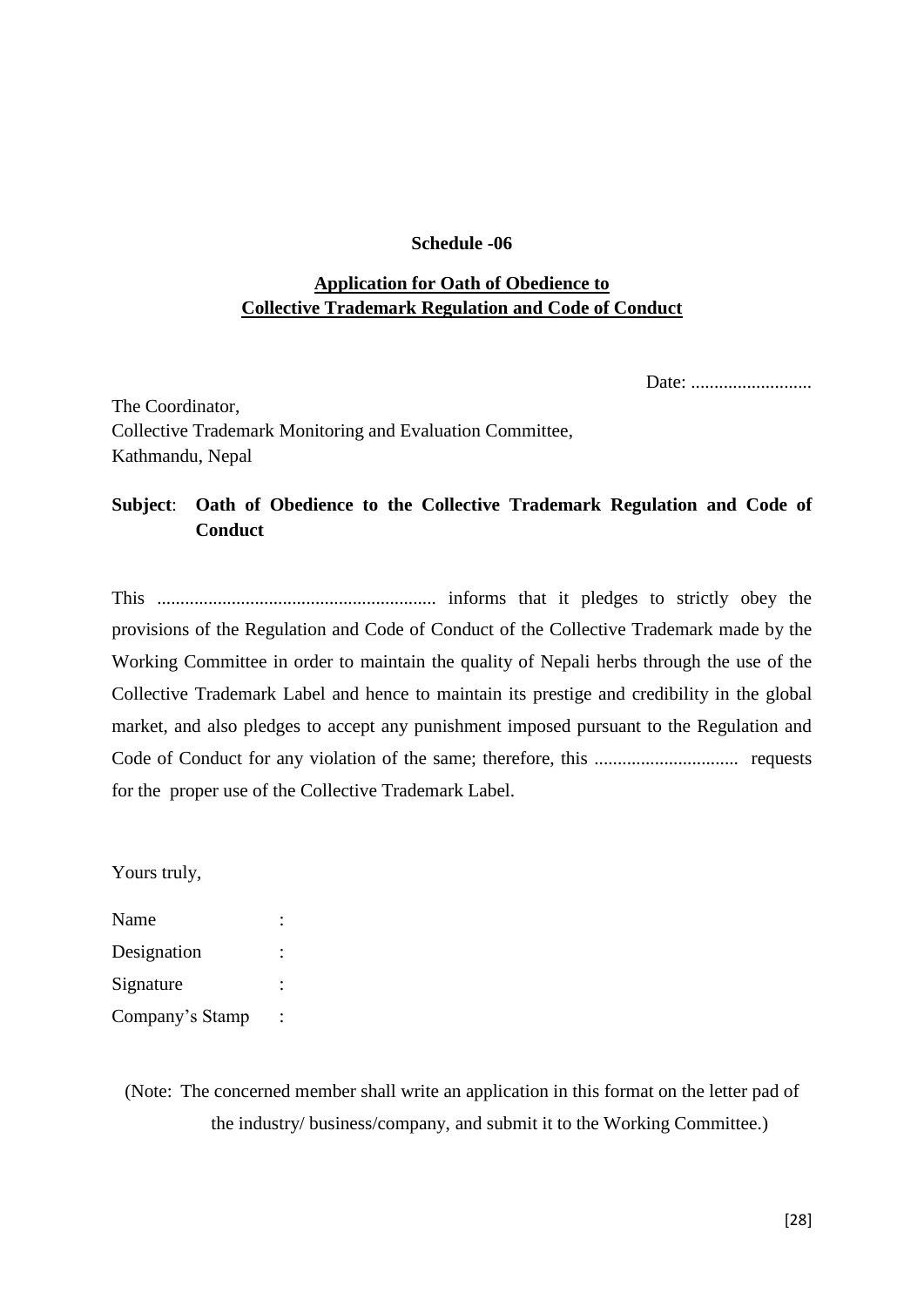**Schedule -06**

**<u>Application for Oath of Obedience to</u>**
**<u>Collective Trademark Regulation and Code of Conduct</u>**

Date: ..........................

The Coordinator,
Collective Trademark Monitoring and Evaluation Committee,
Kathmandu, Nepal

**Subject**: **Oath of Obedience to the Collective Trademark Regulation and Code of Conduct**

This ........................................................... informs that it pledges to strictly obey the provisions of the Regulation and Code of Conduct of the Collective Trademark made by the Working Committee in order to maintain the quality of Nepali herbs through the use of the Collective Trademark Label and hence to maintain its prestige and credibility in the global market, and also pledges to accept any punishment imposed pursuant to the Regulation and Code of Conduct for any violation of the same; therefore, this .............................. requests for the proper use of the Collective Trademark Label.

Yours truly,

Name :
Designation :
Signature :
Company's Stamp :

(Note: The concerned member shall write an application in this format on the letter pad of the industry/ business/company, and submit it to the Working Committee.)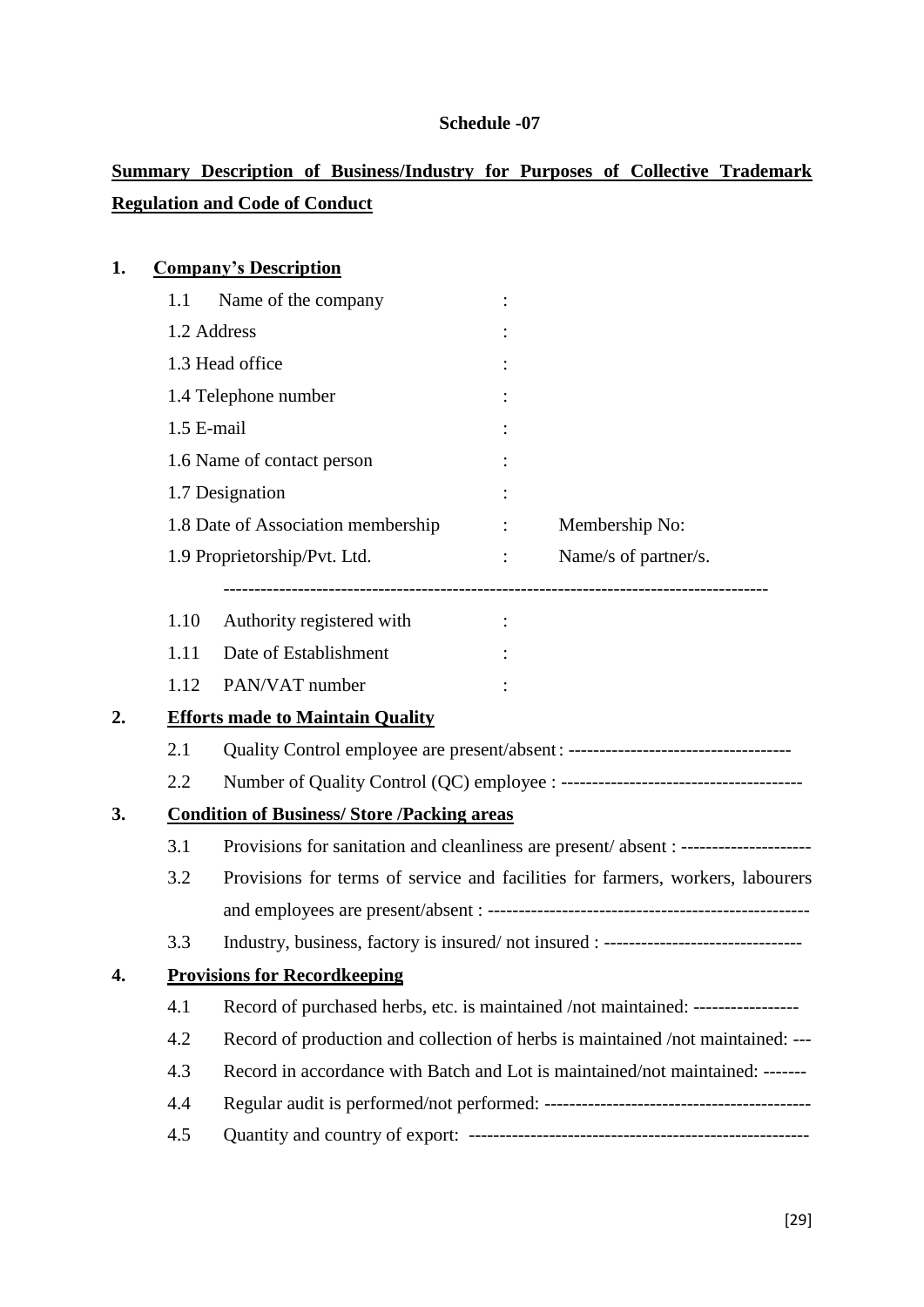**Schedule -07**

**Summary Description of Business/Industry for Purposes of Collective Trademark Regulation and Code of Conduct**

**1. Company's Description**

1.1 Name of the company :

1.2 Address :

1.3 Head office :

1.4 Telephone number :

1.5 E-mail :

1.6 Name of contact person :

1.7 Designation :

1.8 Date of Association membership : Membership No:

1.9 Proprietorship/Pvt. Ltd. : Name/s of partner/s.

-----------------------------------------------------------------------------------

1.10 Authority registered with :

1.11 Date of Establishment :

1.12 PAN/VAT number :

**2. Efforts made to Maintain Quality**

2.1 Quality Control employee are present/absent : -----------------------------------

2.2 Number of Quality Control (QC) employee : --------------------------------------

**3. Condition of Business/ Store /Packing areas**

3.1 Provisions for sanitation and cleanliness are present/ absent : ---------------------

3.2 Provisions for terms of service and facilities for farmers, workers, labourers and employees are present/absent : ---------------------------------------------------

3.3 Industry, business, factory is insured/ not insured : -------------------------------

**4. Provisions for Recordkeeping**

4.1 Record of purchased herbs, etc. is maintained /not maintained: -----------------

4.2 Record of production and collection of herbs is maintained /not maintained: ---

4.3 Record in accordance with Batch and Lot is maintained/not maintained: -------

4.4 Regular audit is performed/not performed: ------------------------------------------

4.5 Quantity and country of export: ------------------------------------------------------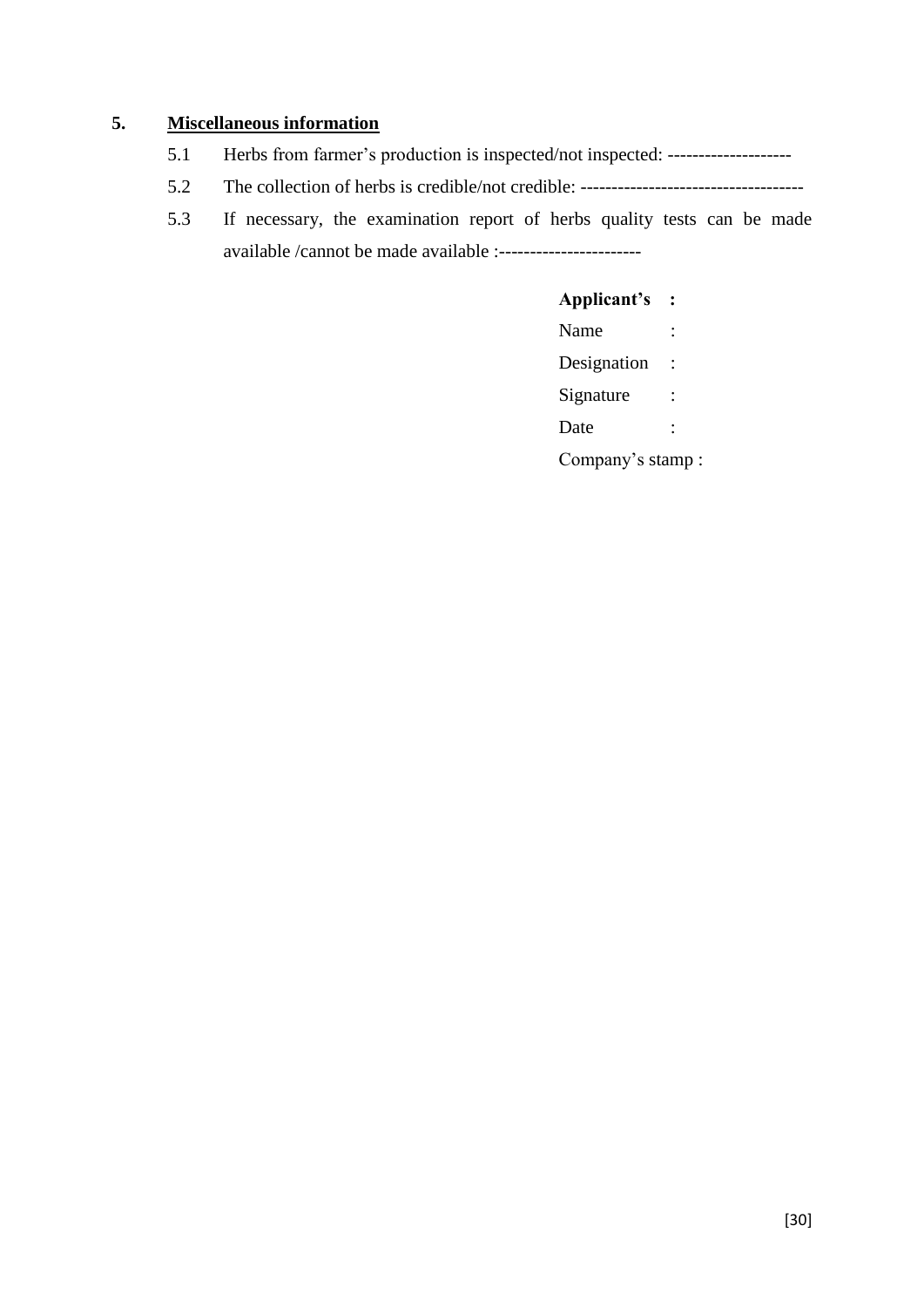## 5. Miscellaneous information

5.1 Herbs from farmer's production is inspected/not inspected: --------------------

5.2 The collection of herbs is credible/not credible: ------------------------------------

5.3 If necessary, the examination report of herbs quality tests can be made available /cannot be made available :-----------------------

**Applicant's :**

Name :

Designation :

Signature :

Date :

Company's stamp :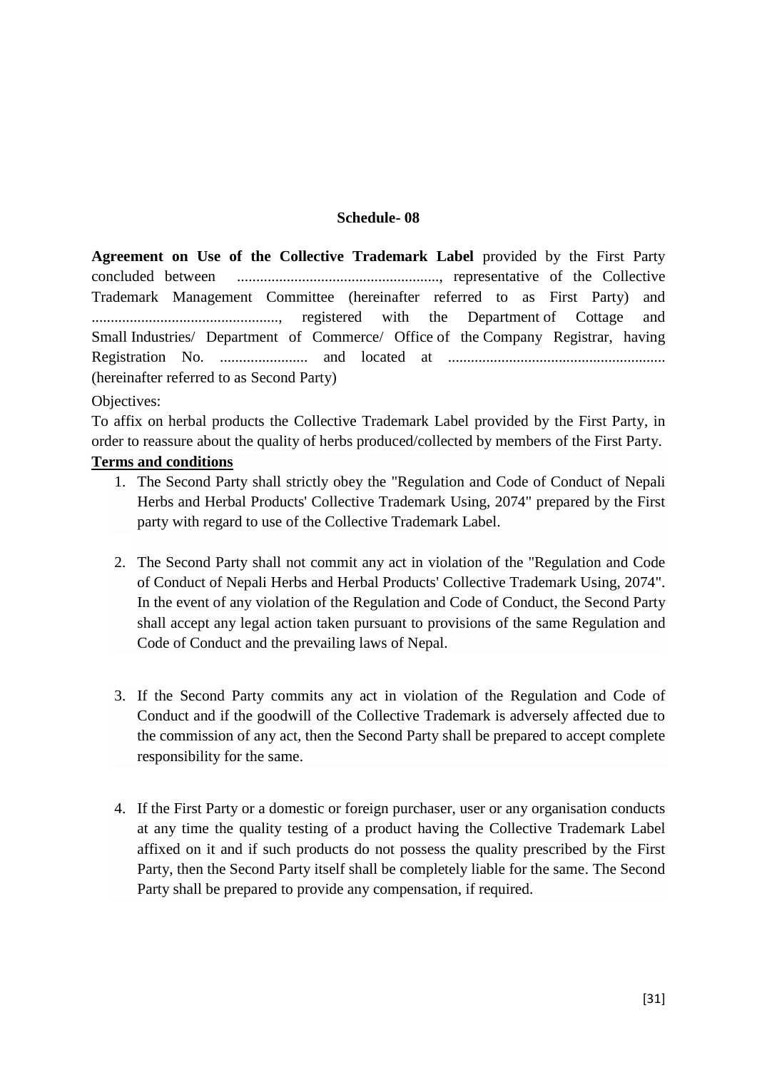## Schedule- 08

**Agreement on Use of the Collective Trademark Label** provided by the First Party concluded between ....................................................., representative of the Collective Trademark Management Committee (hereinafter referred to as First Party) and ................................................, registered with the Department of Cottage and Small Industries/ Department of Commerce/ Office of the Company Registrar, having Registration No. ....................... and located at ......................................................... (hereinafter referred to as Second Party)

Objectives:

To affix on herbal products the Collective Trademark Label provided by the First Party, in order to reassure about the quality of herbs produced/collected by members of the First Party.

**Terms and conditions**

1. The Second Party shall strictly obey the "Regulation and Code of Conduct of Nepali Herbs and Herbal Products' Collective Trademark Using, 2074" prepared by the First party with regard to use of the Collective Trademark Label.

2. The Second Party shall not commit any act in violation of the "Regulation and Code of Conduct of Nepali Herbs and Herbal Products' Collective Trademark Using, 2074". In the event of any violation of the Regulation and Code of Conduct, the Second Party shall accept any legal action taken pursuant to provisions of the same Regulation and Code of Conduct and the prevailing laws of Nepal.

3. If the Second Party commits any act in violation of the Regulation and Code of Conduct and if the goodwill of the Collective Trademark is adversely affected due to the commission of any act, then the Second Party shall be prepared to accept complete responsibility for the same.

4. If the First Party or a domestic or foreign purchaser, user or any organisation conducts at any time the quality testing of a product having the Collective Trademark Label affixed on it and if such products do not possess the quality prescribed by the First Party, then the Second Party itself shall be completely liable for the same. The Second Party shall be prepared to provide any compensation, if required.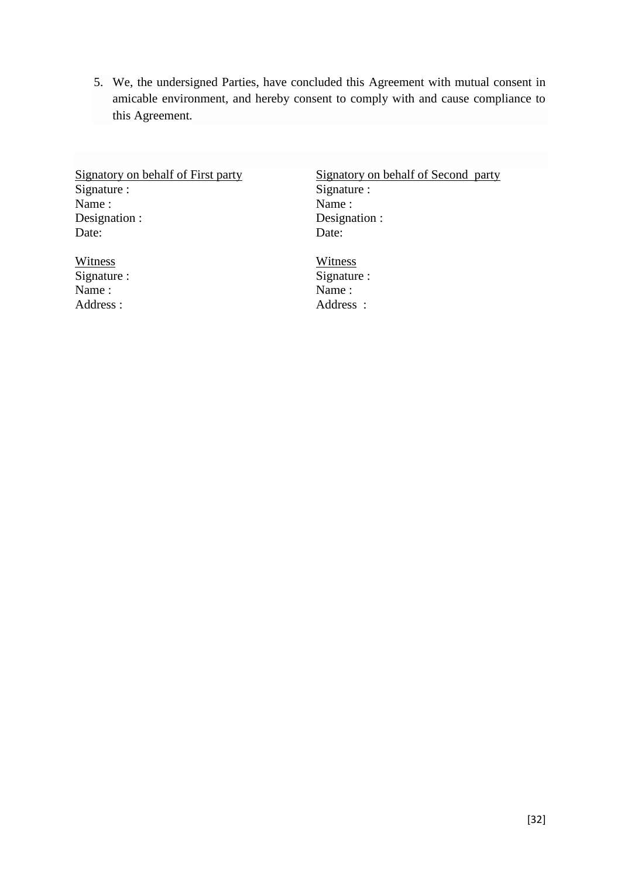5. We, the undersigned Parties, have concluded this Agreement with mutual consent in amicable environment, and hereby consent to comply with and cause compliance to this Agreement.

| Signatory on behalf of First party | Signatory on behalf of Second party |
|---|---|
| Signature : | Signature : |
| Name : | Name : |
| Designation : | Designation : |
| Date: | Date: |
| | |
| Witness | Witness |
| Signature : | Signature : |
| Name : | Name : |
| Address : | Address : |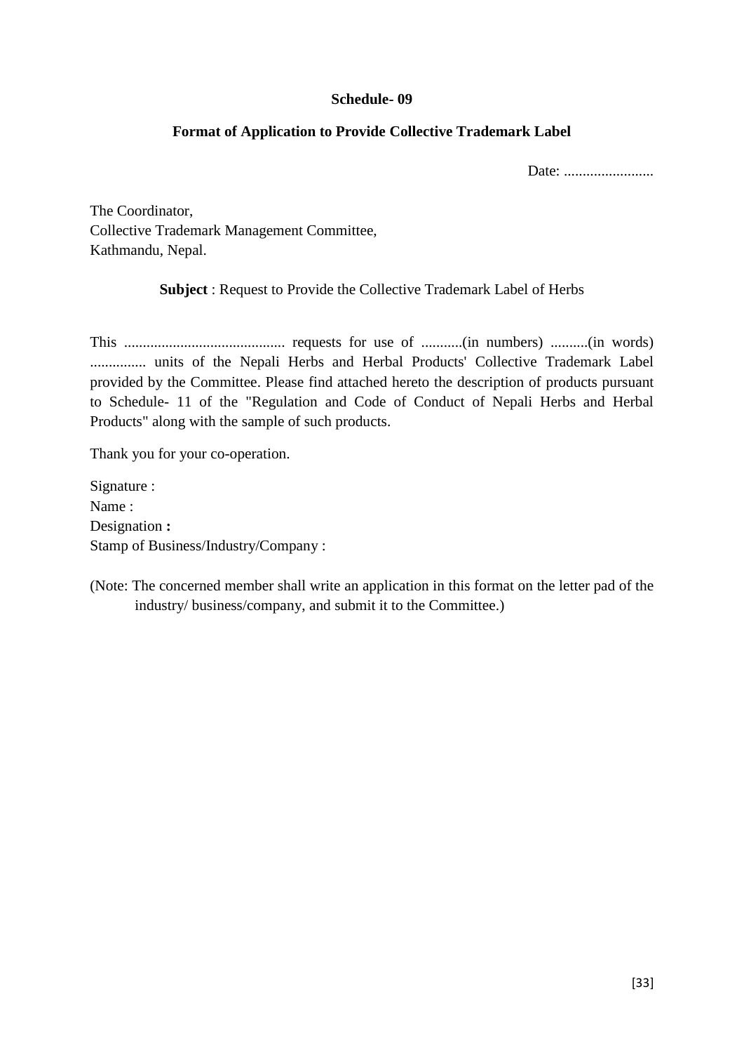**Schedule- 09**

**Format of Application to Provide Collective Trademark Label**

Date: ........................

The Coordinator,
Collective Trademark Management Committee,
Kathmandu, Nepal.

**Subject** : Request to Provide the Collective Trademark Label of Herbs

This ........................................... requests for use of ...........(in numbers) ..........(in words) ............... units of the Nepali Herbs and Herbal Products' Collective Trademark Label provided by the Committee. Please find attached hereto the description of products pursuant to Schedule- 11 of the "Regulation and Code of Conduct of Nepali Herbs and Herbal Products" along with the sample of such products.

Thank you for your co-operation.

Signature :
Name :
Designation **:**
Stamp of Business/Industry/Company :

(Note: The concerned member shall write an application in this format on the letter pad of the industry/ business/company, and submit it to the Committee.)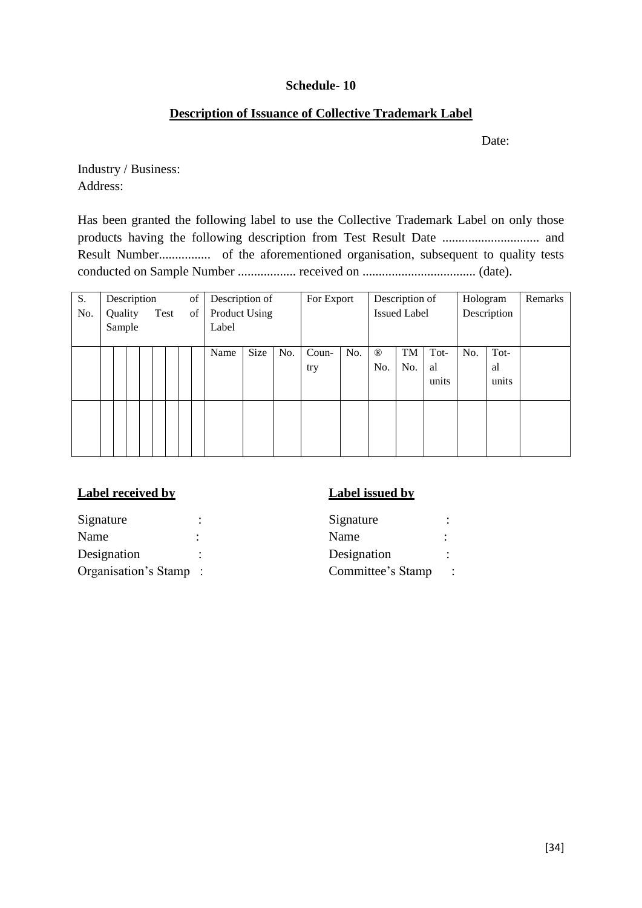**Schedule- 10**

**Description of Issuance of Collective Trademark Label**

Date:

Industry / Business:
Address:

Has been granted the following label to use the Collective Trademark Label on only those products having the following description from Test Result Date .............................. and Result Number................ of the aforementioned organisation, subsequent to quality tests conducted on Sample Number .................. received on ................................... (date).

| S. No. | Description of Quality Test of Sample | | | | | | | | Description of Product Using Label | | | For Export | | Description of Issued Label | | | Hologram Description | | Remarks |
|---|---|---|---|---|---|---|---|---|---|---|---|---|---|---|---|---|---|---|---|
| | | | | | | | | | Name | Size | No. | Coun-try | No. | ® No. | TM No. | Tot-al units | No. | Tot-al units | |
| | | | | | | | | | | | | | | | | | | | |

**Label received by**

Signature :
Name :
Designation :
Organisation's Stamp :

**Label issued by**

Signature :
Name :
Designation :
Committee's Stamp :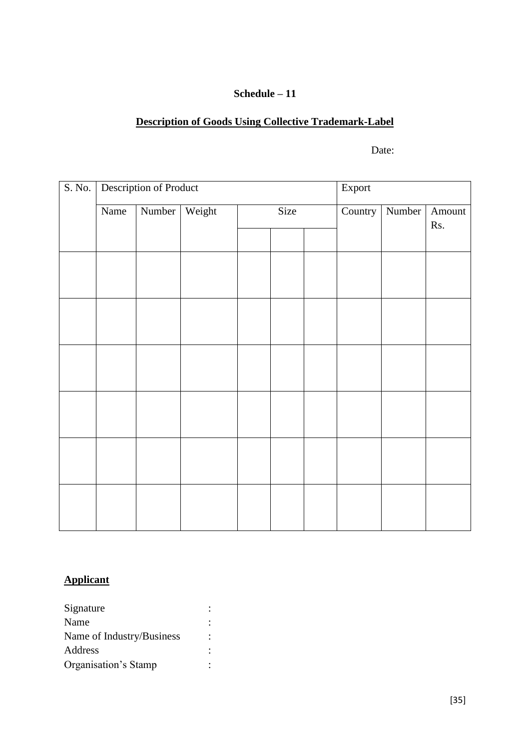**Schedule – 11**

**Description of Goods Using Collective Trademark-Label**

Date:

| S. No. | Description of Product | | | | | | Export | | |
|---|---|---|---|---|---|---|---|---|---|
| | Name | Number | Weight | Size | | | Country | Number | Amount Rs. |
| | | | | | | | | | |
| | | | | | | | | | |
| | | | | | | | | | |
| | | | | | | | | | |
| | | | | | | | | | |
| | | | | | | | | | |
| | | | | | | | | | |

**Applicant**

Signature :
Name :
Name of Industry/Business :
Address :
Organisation's Stamp :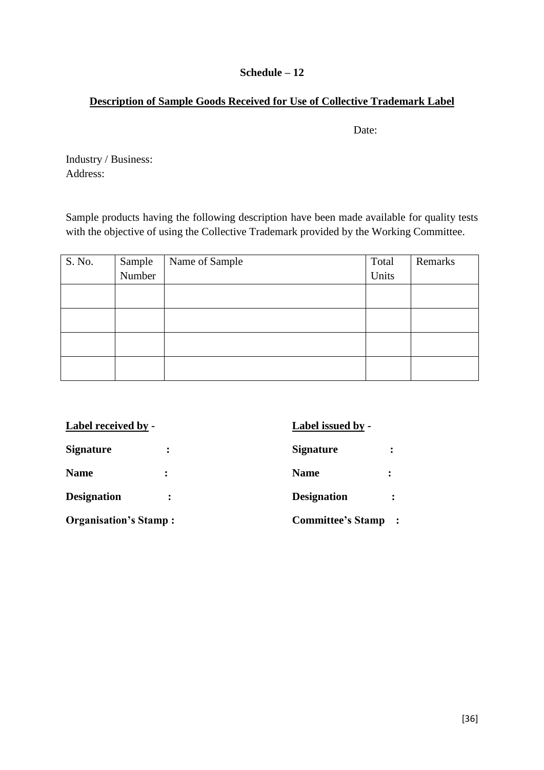**Schedule – 12**

**Description of Sample Goods Received for Use of Collective Trademark Label**

Date:

Industry / Business:
Address:

Sample products having the following description have been made available for quality tests with the objective of using the Collective Trademark provided by the Working Committee.

| S. No. | Sample Number | Name of Sample | Total Units | Remarks |
|---|---|---|---|---|
| | | | | |
| | | | | |
| | | | | |
| | | | | |

**Label received by** -

**Signature** :

**Name** :

**Designation** :

**Organisation's Stamp :**

**Label issued by** -

**Signature** :

**Name** :

**Designation** :

**Committee's Stamp** :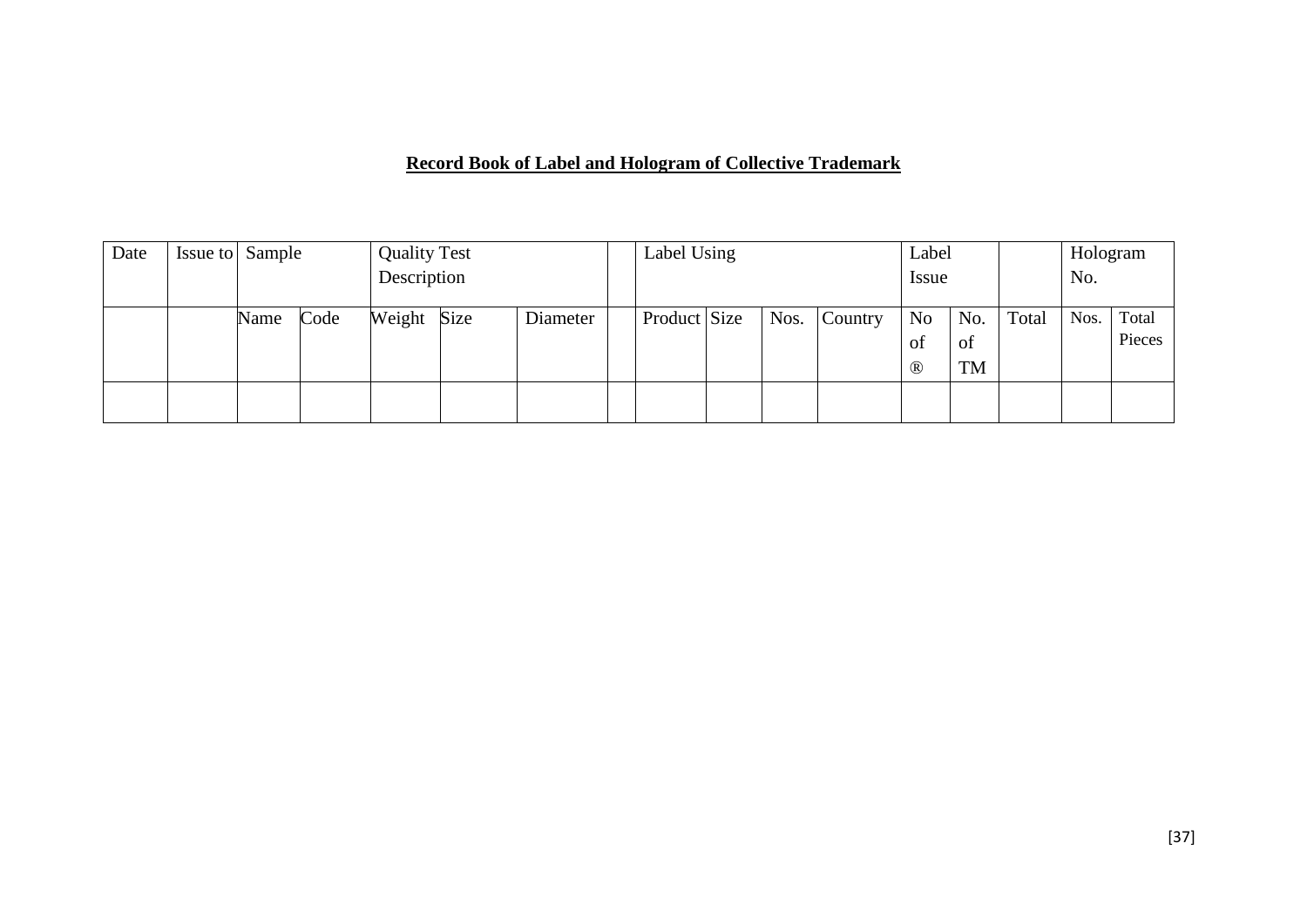**Record Book of Label and Hologram of Collective Trademark**

| Date | Issue to | Sample | | Quality Test Description | | | | Label Using | | | | Label Issue | | | Hologram No. | |
|---|---|---|---|---|---|---|---|---|---|---|---|---|---|---|---|---|
| | | Name | Code | Weight | Size | Diameter | | Product | Size | Nos. | Country | No of ® | No. of TM | Total | Nos. | Total Pieces |
| | | | | | | | | | | | | | | | | |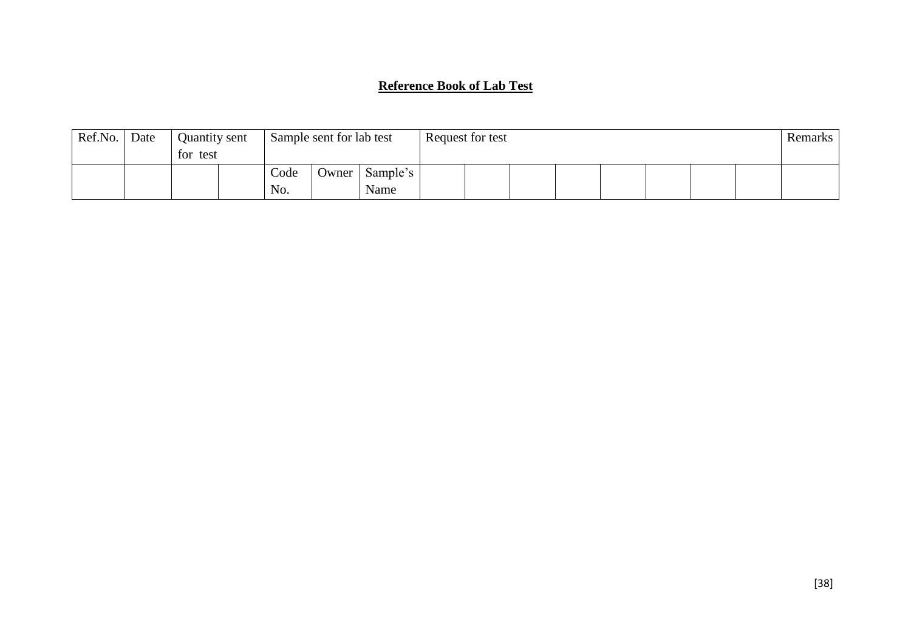**Reference Book of Lab Test**

| Ref.No. | Date | Quantity sent for test | | Sample sent for lab test | | | Request for test | | | | | | | | Remarks |
|---|---|---|---|---|---|---|---|---|---|---|---|---|---|---|---|
| | | | | Code No. | Owner | Sample's Name | | | | | | | | | |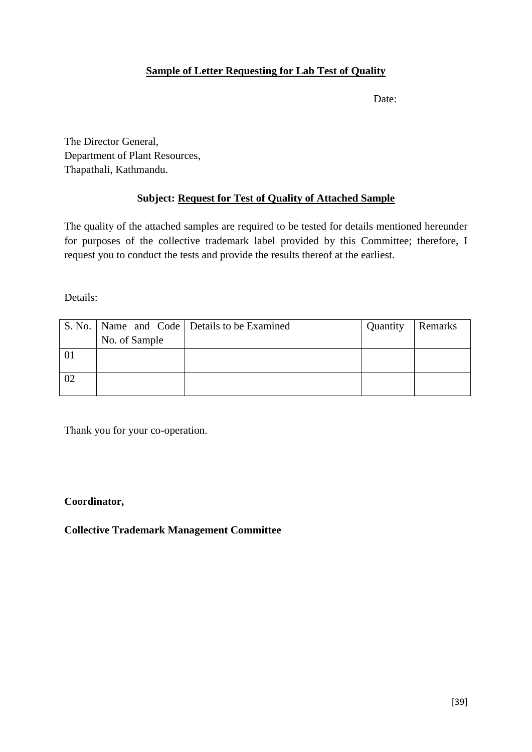**<u>Sample of Letter Requesting for Lab Test of Quality</u>**

Date:

The Director General,
Department of Plant Resources,
Thapathali, Kathmandu.

**Subject: <u>Request for Test of Quality of Attached Sample</u>**

The quality of the attached samples are required to be tested for details mentioned hereunder for purposes of the collective trademark label provided by this Committee; therefore, I request you to conduct the tests and provide the results thereof at the earliest.

Details:

| S. No. | Name and Code No. of Sample | Details to be Examined | Quantity | Remarks |
|---|---|---|---|---|
| 01 | | | | |
| 02 | | | | |

Thank you for your co-operation.

**Coordinator,**

**Collective Trademark Management Committee**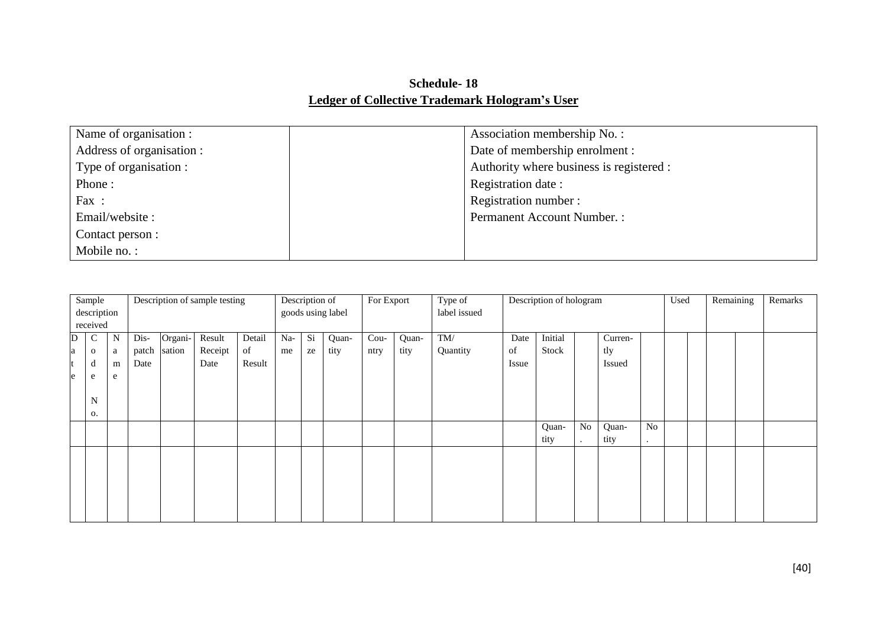**Schedule- 18**

**Ledger of Collective Trademark Hologram's User**

| Name of organisation : | | Association membership No. : |
|---|---|---|
| Address of organisation : | | Date of membership enrolment : |
| Type of organisation : | | Authority where business is registered : |
| Phone : | | Registration date : |
| Fax : | | Registration number : |
| Email/website : | | Permanent Account Number. : |
| Contact person : | | |
| Mobile no. : | | |

| Sample description received | | | Description of sample testing | | | | Description of goods using label | | | For Export | | Type of label issued | Description of hologram | | | | | Used | | Remaining | | Remarks |
|---|---|---|---|---|---|---|---|---|---|---|---|---|---|---|---|---|---|---|---|---|---|---|
| Date | Code No. | Name | Dis-patch Date | Organi-sation | Result Receipt Date | Detail of Result | Na-me | Si ze | Quan-tity | Cou-ntry | Quan-tity | TM/ Quantity | Date of Issue | Initial Stock | | Curren-tly Issued | | | | | | |
| | | | | | | | | | | | | | | Quan-tity | No. | Quan-tity | No. | | | | | |
| | | | | | | | | | | | | | | | | | | | | | | |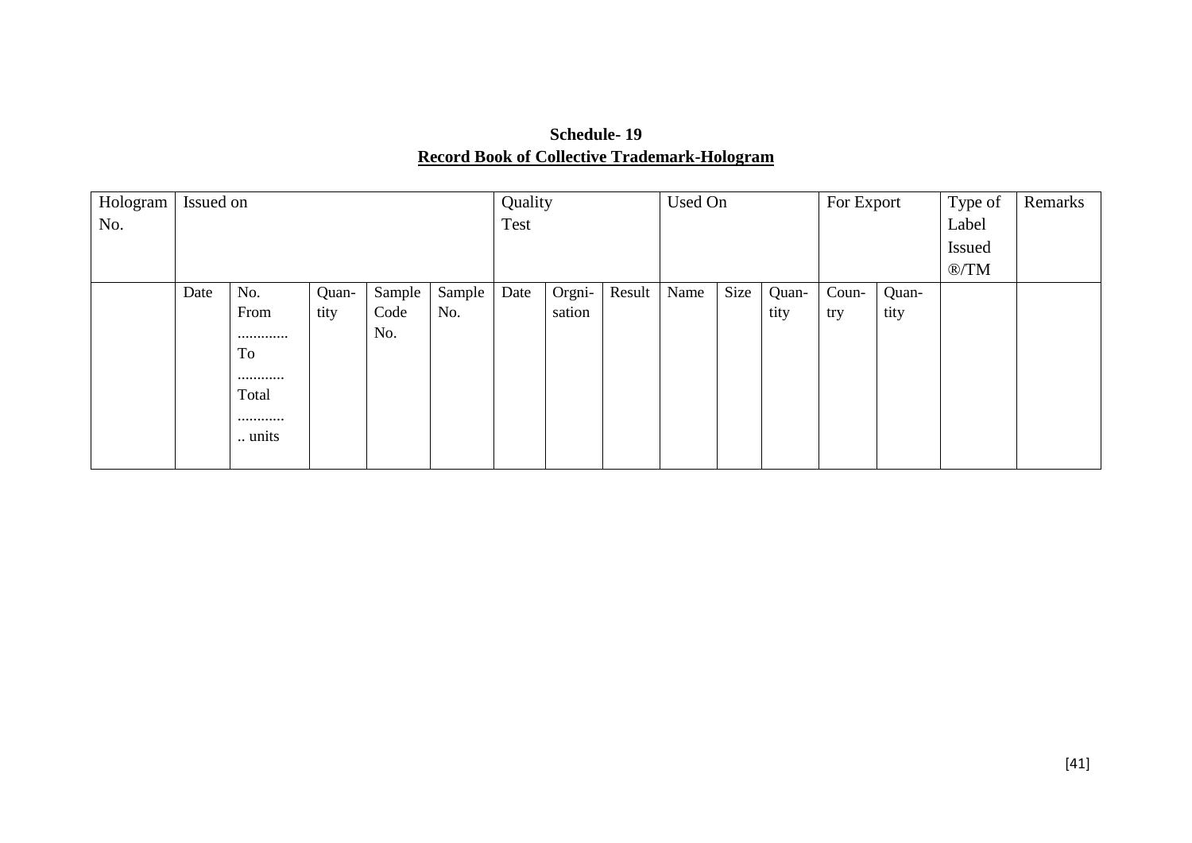**Schedule- 19**

**Record Book of Collective Trademark-Hologram**

| Hologram No. | Issued on | | | | | Quality Test | | | Used On | | | For Export | | Type of Label Issued ®/TM | Remarks |
|---|---|---|---|---|---|---|---|---|---|---|---|---|---|---|---|
| | Date | No. From ............. To ............ Total ............ .. units | Quan-tity | Sample Code No. | Sample No. | Date | Orgni-sation | Result | Name | Size | Quan-tity | Coun-try | Quan-tity | | |